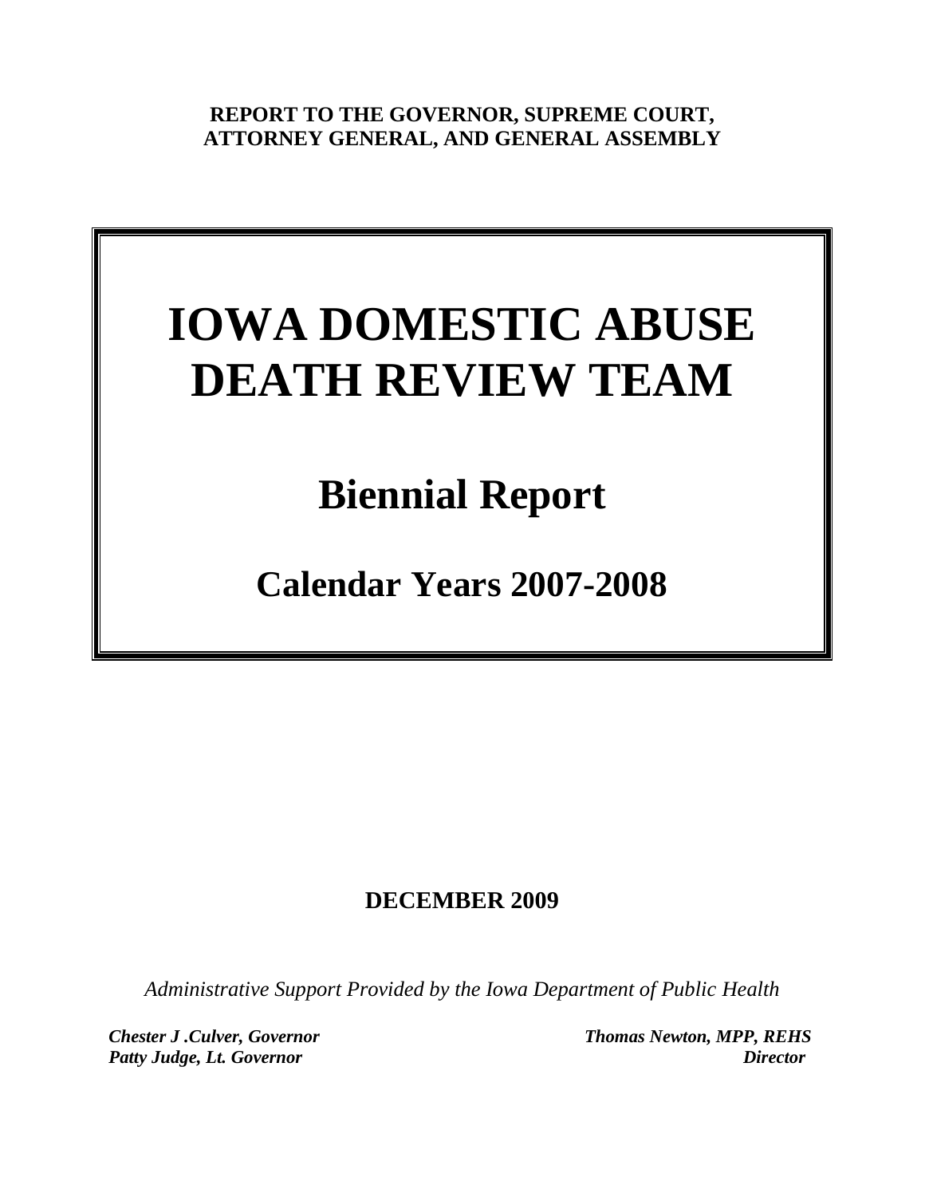**REPORT TO THE GOVERNOR, SUPREME COURT, ATTORNEY GENERAL, AND GENERAL ASSEMBLY**

# IOWA DOMESTIC ABUSE DEATH REVIEW TEAM

## Biennial Report

### Calendar Years 2007-2008

**DECEMBER 2009**

*Administrative Support Provided by the Iowa Department of Public Health*

***Chester J .Culver, Governor***
***Patty Judge, Lt. Governor***

***Thomas Newton, MPP, REHS***
***Director***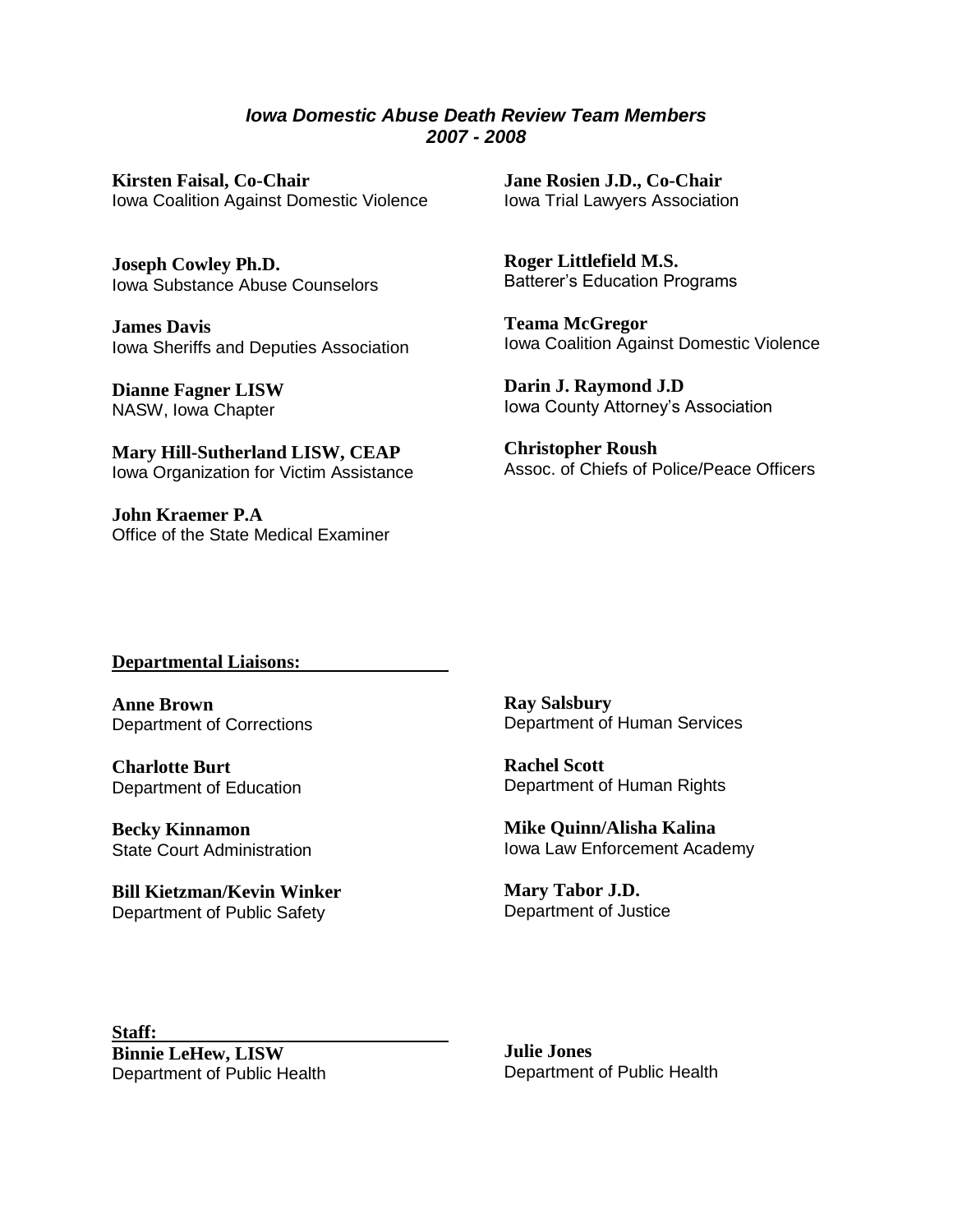## *Iowa Domestic Abuse Death Review Team Members*
## *2007 - 2008*

**Kirsten Faisal, Co-Chair**
Iowa Coalition Against Domestic Violence

**Jane Rosien J.D., Co-Chair**
Iowa Trial Lawyers Association

**Joseph Cowley Ph.D.**
Iowa Substance Abuse Counselors

**James Davis**
Iowa Sheriffs and Deputies Association

**Dianne Fagner LISW**
NASW, Iowa Chapter

**Mary Hill-Sutherland LISW, CEAP**
Iowa Organization for Victim Assistance

**John Kraemer P.A**
Office of the State Medical Examiner

**Roger Littlefield M.S.**
Batterer's Education Programs

**Teama McGregor**
Iowa Coalition Against Domestic Violence

**Darin J. Raymond J.D**
Iowa County Attorney's Association

**Christopher Roush**
Assoc. of Chiefs of Police/Peace Officers

**Departmental Liaisons:**

**Anne Brown**
Department of Corrections

**Charlotte Burt**
Department of Education

**Becky Kinnamon**
State Court Administration

**Bill Kietzman/Kevin Winker**
Department of Public Safety

**Ray Salsbury**
Department of Human Services

**Rachel Scott**
Department of Human Rights

**Mike Quinn/Alisha Kalina**
Iowa Law Enforcement Academy

**Mary Tabor J.D.**
Department of Justice

**Staff:**

**Binnie LeHew, LISW**
Department of Public Health

**Julie Jones**
Department of Public Health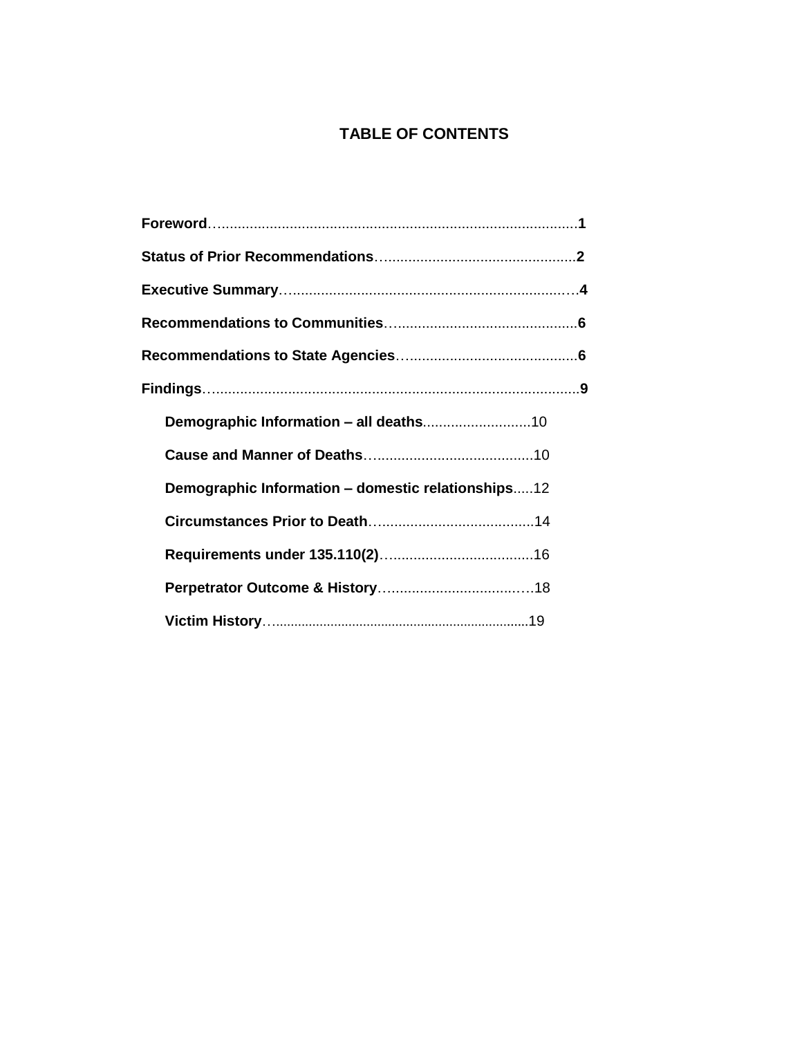# TABLE OF CONTENTS

**Foreword**…..........................................................................................**1**

**Status of Prior Recommendations**….............................................**2**

**Executive Summary**…...................................................................…**4**

**Recommendations to Communities**…............................................**6**

**Recommendations to State Agencies**…..........................................**6**

**Findings**….............................................................................................**9**

- **Demographic Information – all deaths**...........................10
- **Cause and Manner of Deaths**….......................................10
- **Demographic Information – domestic relationships**.....12
- **Circumstances Prior to Death**….......................................14
- **Requirements under 135.110(2)**…...................................16
- **Perpetrator Outcome & History**…..............................…18
- **Victim History**…......................................................................19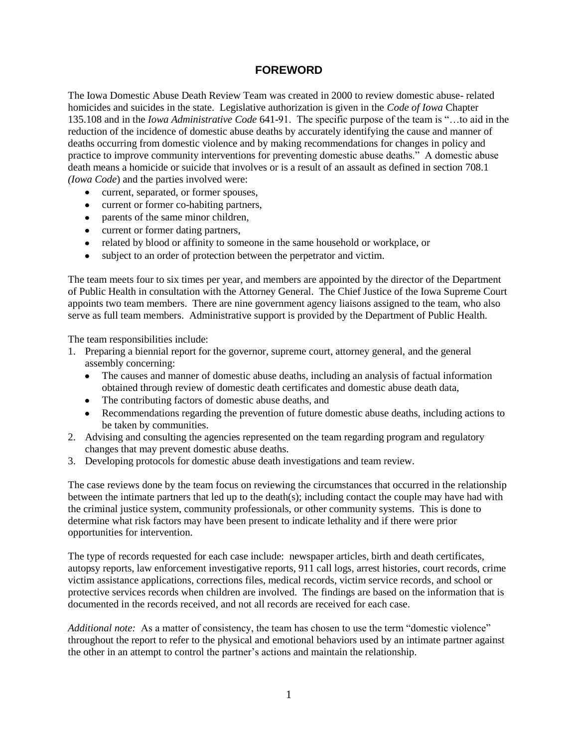# FOREWORD

The Iowa Domestic Abuse Death Review Team was created in 2000 to review domestic abuse- related homicides and suicides in the state. Legislative authorization is given in the *Code of Iowa* Chapter 135.108 and in the *Iowa Administrative Code* 641-91. The specific purpose of the team is "…to aid in the reduction of the incidence of domestic abuse deaths by accurately identifying the cause and manner of deaths occurring from domestic violence and by making recommendations for changes in policy and practice to improve community interventions for preventing domestic abuse deaths." A domestic abuse death means a homicide or suicide that involves or is a result of an assault as defined in section 708.1 *(Iowa Code*) and the parties involved were:

- current, separated, or former spouses,
- current or former co-habiting partners,
- parents of the same minor children,
- current or former dating partners,
- related by blood or affinity to someone in the same household or workplace, or
- subject to an order of protection between the perpetrator and victim.

The team meets four to six times per year, and members are appointed by the director of the Department of Public Health in consultation with the Attorney General. The Chief Justice of the Iowa Supreme Court appoints two team members. There are nine government agency liaisons assigned to the team, who also serve as full team members. Administrative support is provided by the Department of Public Health.

The team responsibilities include:

1. Preparing a biennial report for the governor, supreme court, attorney general, and the general assembly concerning:
   - The causes and manner of domestic abuse deaths, including an analysis of factual information obtained through review of domestic death certificates and domestic abuse death data,
   - The contributing factors of domestic abuse deaths, and
   - Recommendations regarding the prevention of future domestic abuse deaths, including actions to be taken by communities.
2. Advising and consulting the agencies represented on the team regarding program and regulatory changes that may prevent domestic abuse deaths.
3. Developing protocols for domestic abuse death investigations and team review.

The case reviews done by the team focus on reviewing the circumstances that occurred in the relationship between the intimate partners that led up to the death(s); including contact the couple may have had with the criminal justice system, community professionals, or other community systems. This is done to determine what risk factors may have been present to indicate lethality and if there were prior opportunities for intervention.

The type of records requested for each case include: newspaper articles, birth and death certificates, autopsy reports, law enforcement investigative reports, 911 call logs, arrest histories, court records, crime victim assistance applications, corrections files, medical records, victim service records, and school or protective services records when children are involved. The findings are based on the information that is documented in the records received, and not all records are received for each case.

*Additional note:* As a matter of consistency, the team has chosen to use the term "domestic violence" throughout the report to refer to the physical and emotional behaviors used by an intimate partner against the other in an attempt to control the partner's actions and maintain the relationship.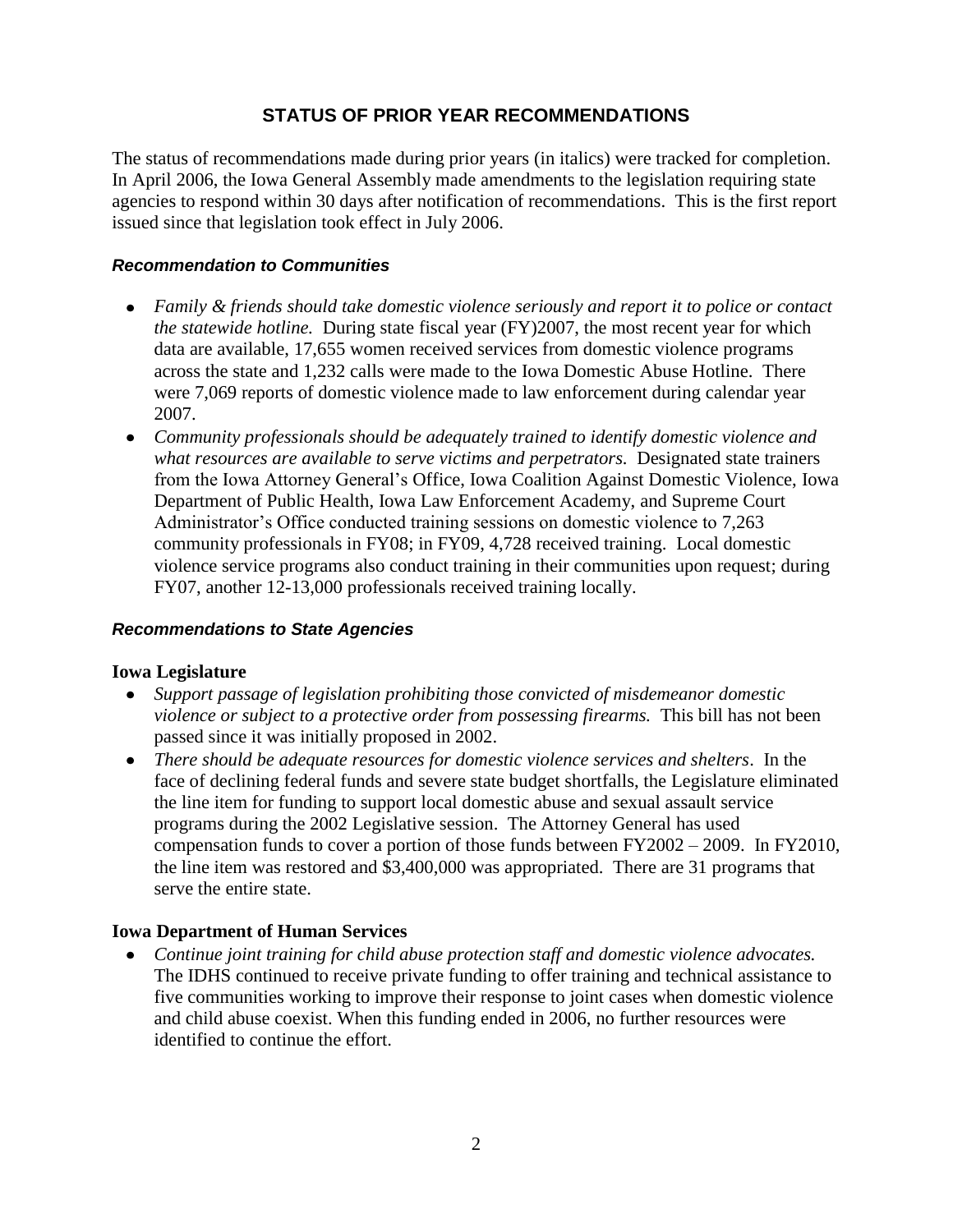## STATUS OF PRIOR YEAR RECOMMENDATIONS

The status of recommendations made during prior years (in italics) were tracked for completion. In April 2006, the Iowa General Assembly made amendments to the legislation requiring state agencies to respond within 30 days after notification of recommendations. This is the first report issued since that legislation took effect in July 2006.

### *Recommendation to Communities*

- *Family & friends should take domestic violence seriously and report it to police or contact the statewide hotline.* During state fiscal year (FY)2007, the most recent year for which data are available, 17,655 women received services from domestic violence programs across the state and 1,232 calls were made to the Iowa Domestic Abuse Hotline. There were 7,069 reports of domestic violence made to law enforcement during calendar year 2007.
- *Community professionals should be adequately trained to identify domestic violence and what resources are available to serve victims and perpetrators.* Designated state trainers from the Iowa Attorney General's Office, Iowa Coalition Against Domestic Violence, Iowa Department of Public Health, Iowa Law Enforcement Academy, and Supreme Court Administrator's Office conducted training sessions on domestic violence to 7,263 community professionals in FY08; in FY09, 4,728 received training. Local domestic violence service programs also conduct training in their communities upon request; during FY07, another 12-13,000 professionals received training locally.

### *Recommendations to State Agencies*

**Iowa Legislature**

- *Support passage of legislation prohibiting those convicted of misdemeanor domestic violence or subject to a protective order from possessing firearms.* This bill has not been passed since it was initially proposed in 2002.
- *There should be adequate resources for domestic violence services and shelters*. In the face of declining federal funds and severe state budget shortfalls, the Legislature eliminated the line item for funding to support local domestic abuse and sexual assault service programs during the 2002 Legislative session. The Attorney General has used compensation funds to cover a portion of those funds between FY2002 – 2009. In FY2010, the line item was restored and $3,400,000 was appropriated. There are 31 programs that serve the entire state.

**Iowa Department of Human Services**

- *Continue joint training for child abuse protection staff and domestic violence advocates.* The IDHS continued to receive private funding to offer training and technical assistance to five communities working to improve their response to joint cases when domestic violence and child abuse coexist. When this funding ended in 2006, no further resources were identified to continue the effort.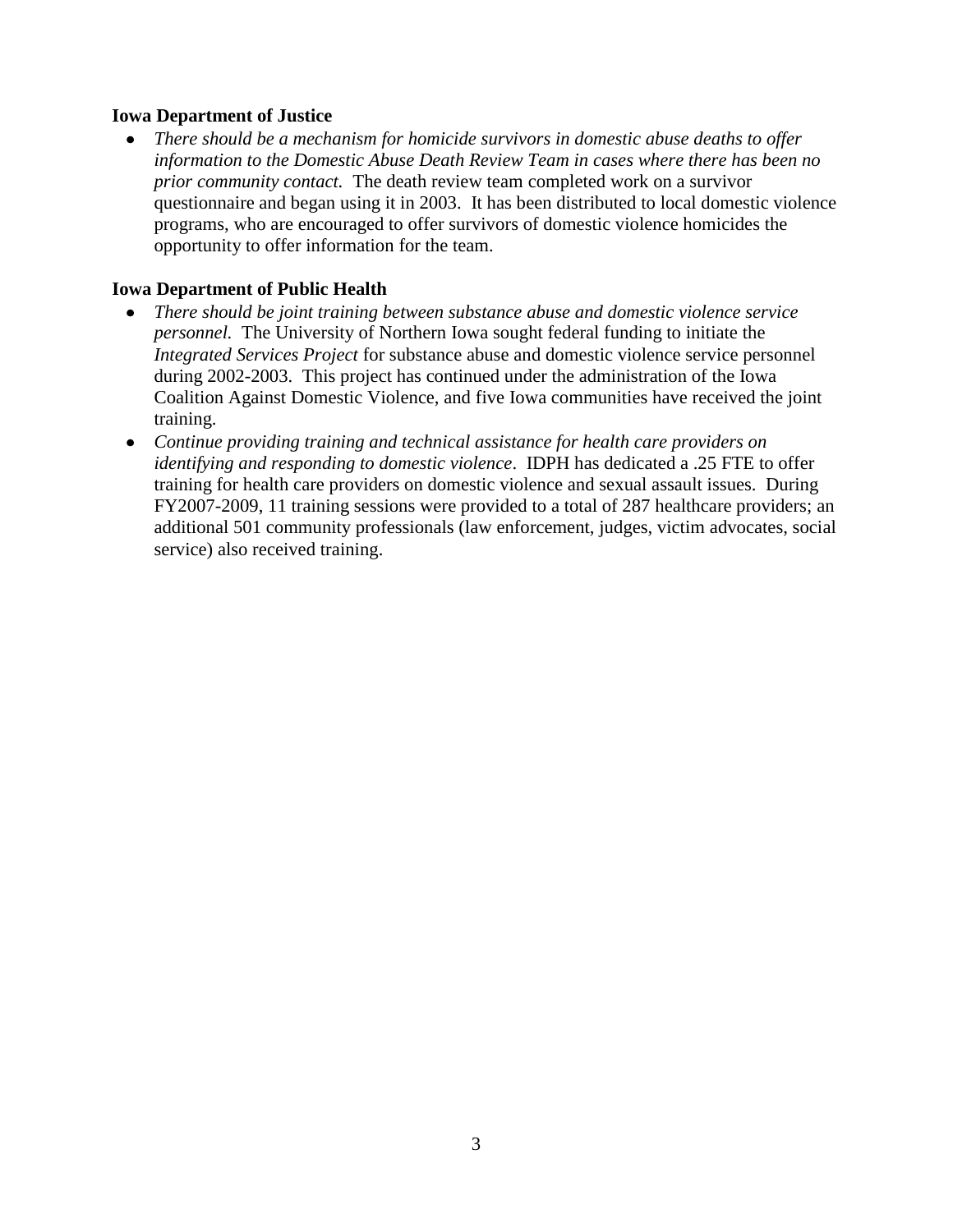**Iowa Department of Justice**

- *There should be a mechanism for homicide survivors in domestic abuse deaths to offer information to the Domestic Abuse Death Review Team in cases where there has been no prior community contact.* The death review team completed work on a survivor questionnaire and began using it in 2003. It has been distributed to local domestic violence programs, who are encouraged to offer survivors of domestic violence homicides the opportunity to offer information for the team.

**Iowa Department of Public Health**

- *There should be joint training between substance abuse and domestic violence service personnel.* The University of Northern Iowa sought federal funding to initiate the *Integrated Services Project* for substance abuse and domestic violence service personnel during 2002-2003. This project has continued under the administration of the Iowa Coalition Against Domestic Violence, and five Iowa communities have received the joint training.
- *Continue providing training and technical assistance for health care providers on identifying and responding to domestic violence*. IDPH has dedicated a .25 FTE to offer training for health care providers on domestic violence and sexual assault issues. During FY2007-2009, 11 training sessions were provided to a total of 287 healthcare providers; an additional 501 community professionals (law enforcement, judges, victim advocates, social service) also received training.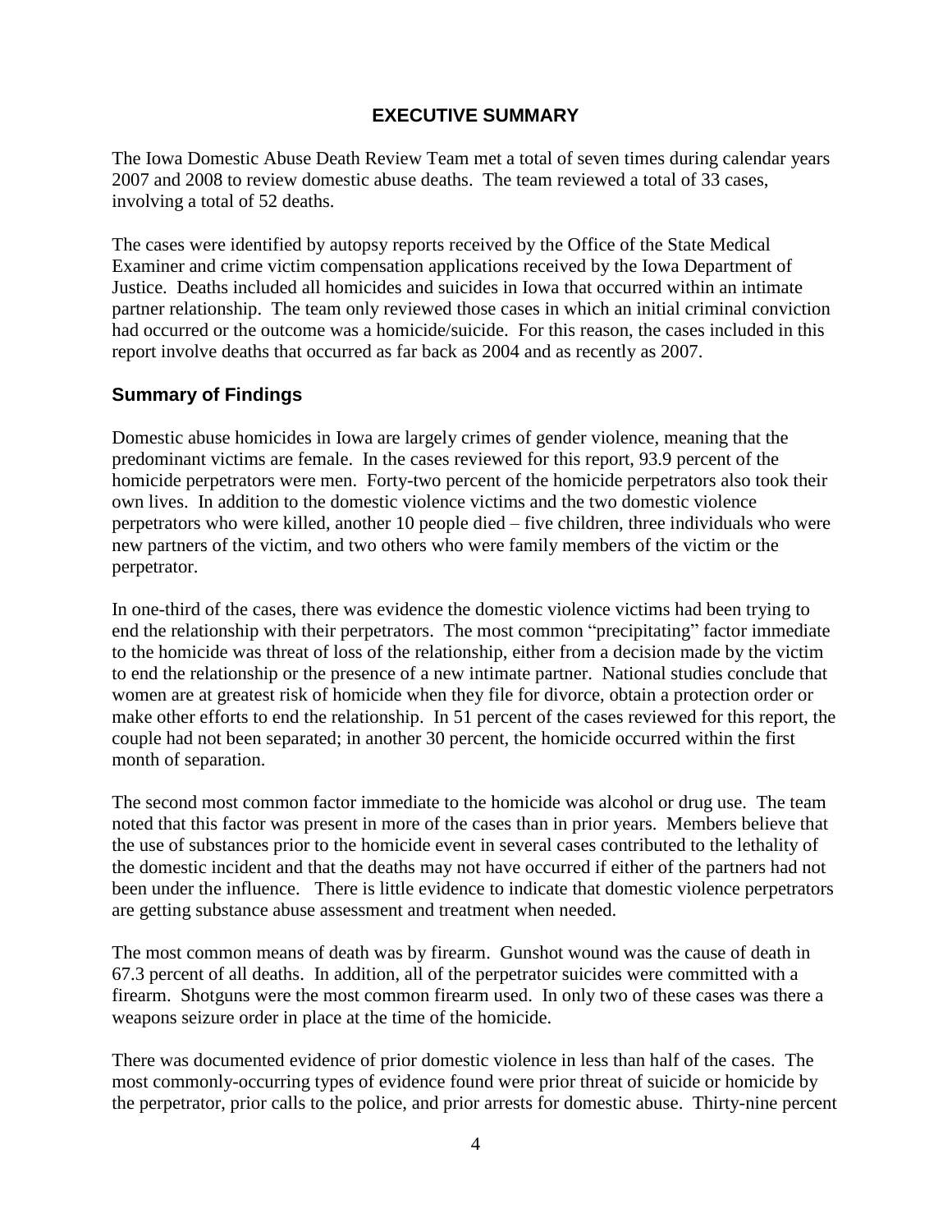# EXECUTIVE SUMMARY

The Iowa Domestic Abuse Death Review Team met a total of seven times during calendar years 2007 and 2008 to review domestic abuse deaths. The team reviewed a total of 33 cases, involving a total of 52 deaths.

The cases were identified by autopsy reports received by the Office of the State Medical Examiner and crime victim compensation applications received by the Iowa Department of Justice. Deaths included all homicides and suicides in Iowa that occurred within an intimate partner relationship. The team only reviewed those cases in which an initial criminal conviction had occurred or the outcome was a homicide/suicide. For this reason, the cases included in this report involve deaths that occurred as far back as 2004 and as recently as 2007.

## Summary of Findings

Domestic abuse homicides in Iowa are largely crimes of gender violence, meaning that the predominant victims are female. In the cases reviewed for this report, 93.9 percent of the homicide perpetrators were men. Forty-two percent of the homicide perpetrators also took their own lives. In addition to the domestic violence victims and the two domestic violence perpetrators who were killed, another 10 people died – five children, three individuals who were new partners of the victim, and two others who were family members of the victim or the perpetrator.

In one-third of the cases, there was evidence the domestic violence victims had been trying to end the relationship with their perpetrators. The most common "precipitating" factor immediate to the homicide was threat of loss of the relationship, either from a decision made by the victim to end the relationship or the presence of a new intimate partner. National studies conclude that women are at greatest risk of homicide when they file for divorce, obtain a protection order or make other efforts to end the relationship. In 51 percent of the cases reviewed for this report, the couple had not been separated; in another 30 percent, the homicide occurred within the first month of separation.

The second most common factor immediate to the homicide was alcohol or drug use. The team noted that this factor was present in more of the cases than in prior years. Members believe that the use of substances prior to the homicide event in several cases contributed to the lethality of the domestic incident and that the deaths may not have occurred if either of the partners had not been under the influence. There is little evidence to indicate that domestic violence perpetrators are getting substance abuse assessment and treatment when needed.

The most common means of death was by firearm. Gunshot wound was the cause of death in 67.3 percent of all deaths. In addition, all of the perpetrator suicides were committed with a firearm. Shotguns were the most common firearm used. In only two of these cases was there a weapons seizure order in place at the time of the homicide.

There was documented evidence of prior domestic violence in less than half of the cases. The most commonly-occurring types of evidence found were prior threat of suicide or homicide by the perpetrator, prior calls to the police, and prior arrests for domestic abuse. Thirty-nine percent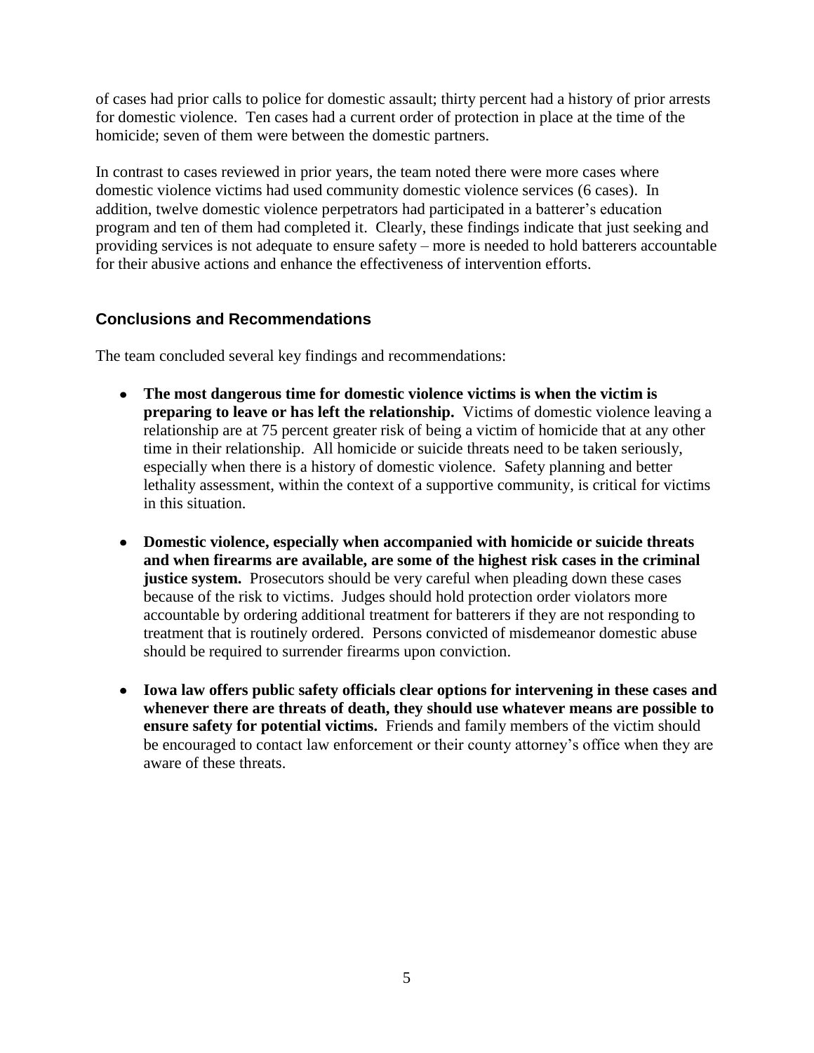of cases had prior calls to police for domestic assault; thirty percent had a history of prior arrests for domestic violence. Ten cases had a current order of protection in place at the time of the homicide; seven of them were between the domestic partners.

In contrast to cases reviewed in prior years, the team noted there were more cases where domestic violence victims had used community domestic violence services (6 cases). In addition, twelve domestic violence perpetrators had participated in a batterer's education program and ten of them had completed it. Clearly, these findings indicate that just seeking and providing services is not adequate to ensure safety – more is needed to hold batterers accountable for their abusive actions and enhance the effectiveness of intervention efforts.

### Conclusions and Recommendations

The team concluded several key findings and recommendations:

- **The most dangerous time for domestic violence victims is when the victim is preparing to leave or has left the relationship.** Victims of domestic violence leaving a relationship are at 75 percent greater risk of being a victim of homicide that at any other time in their relationship. All homicide or suicide threats need to be taken seriously, especially when there is a history of domestic violence. Safety planning and better lethality assessment, within the context of a supportive community, is critical for victims in this situation.

- **Domestic violence, especially when accompanied with homicide or suicide threats and when firearms are available, are some of the highest risk cases in the criminal justice system.** Prosecutors should be very careful when pleading down these cases because of the risk to victims. Judges should hold protection order violators more accountable by ordering additional treatment for batterers if they are not responding to treatment that is routinely ordered. Persons convicted of misdemeanor domestic abuse should be required to surrender firearms upon conviction.

- **Iowa law offers public safety officials clear options for intervening in these cases and whenever there are threats of death, they should use whatever means are possible to ensure safety for potential victims.** Friends and family members of the victim should be encouraged to contact law enforcement or their county attorney's office when they are aware of these threats.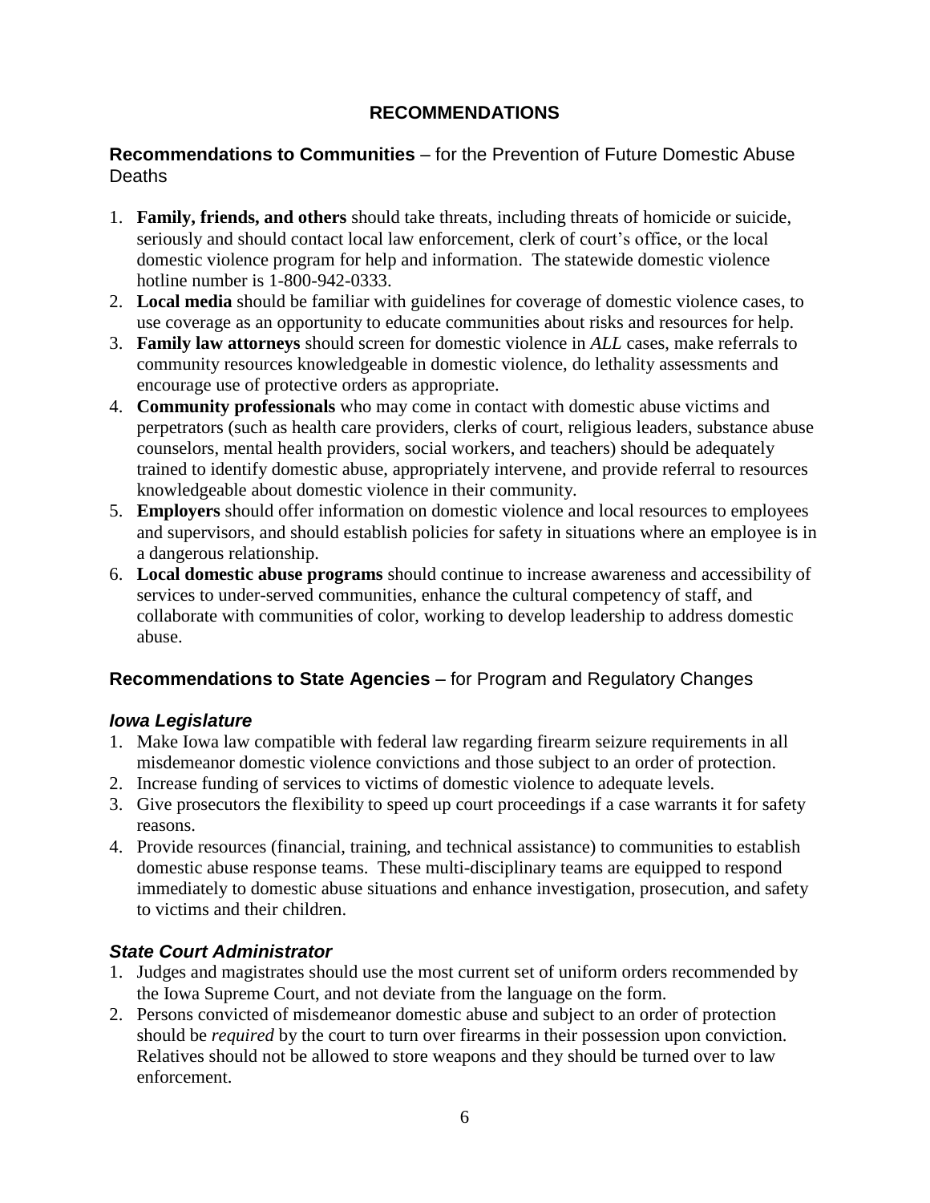# RECOMMENDATIONS

## **Recommendations to Communities** – for the Prevention of Future Domestic Abuse Deaths

1. **Family, friends, and others** should take threats, including threats of homicide or suicide, seriously and should contact local law enforcement, clerk of court's office, or the local domestic violence program for help and information. The statewide domestic violence hotline number is 1-800-942-0333.
2. **Local media** should be familiar with guidelines for coverage of domestic violence cases, to use coverage as an opportunity to educate communities about risks and resources for help.
3. **Family law attorneys** should screen for domestic violence in *ALL* cases, make referrals to community resources knowledgeable in domestic violence, do lethality assessments and encourage use of protective orders as appropriate.
4. **Community professionals** who may come in contact with domestic abuse victims and perpetrators (such as health care providers, clerks of court, religious leaders, substance abuse counselors, mental health providers, social workers, and teachers) should be adequately trained to identify domestic abuse, appropriately intervene, and provide referral to resources knowledgeable about domestic violence in their community.
5. **Employers** should offer information on domestic violence and local resources to employees and supervisors, and should establish policies for safety in situations where an employee is in a dangerous relationship.
6. **Local domestic abuse programs** should continue to increase awareness and accessibility of services to under-served communities, enhance the cultural competency of staff, and collaborate with communities of color, working to develop leadership to address domestic abuse.

## **Recommendations to State Agencies** – for Program and Regulatory Changes

### *Iowa Legislature*

1. Make Iowa law compatible with federal law regarding firearm seizure requirements in all misdemeanor domestic violence convictions and those subject to an order of protection.
2. Increase funding of services to victims of domestic violence to adequate levels.
3. Give prosecutors the flexibility to speed up court proceedings if a case warrants it for safety reasons.
4. Provide resources (financial, training, and technical assistance) to communities to establish domestic abuse response teams. These multi-disciplinary teams are equipped to respond immediately to domestic abuse situations and enhance investigation, prosecution, and safety to victims and their children.

### *State Court Administrator*

1. Judges and magistrates should use the most current set of uniform orders recommended by the Iowa Supreme Court, and not deviate from the language on the form.
2. Persons convicted of misdemeanor domestic abuse and subject to an order of protection should be *required* by the court to turn over firearms in their possession upon conviction. Relatives should not be allowed to store weapons and they should be turned over to law enforcement.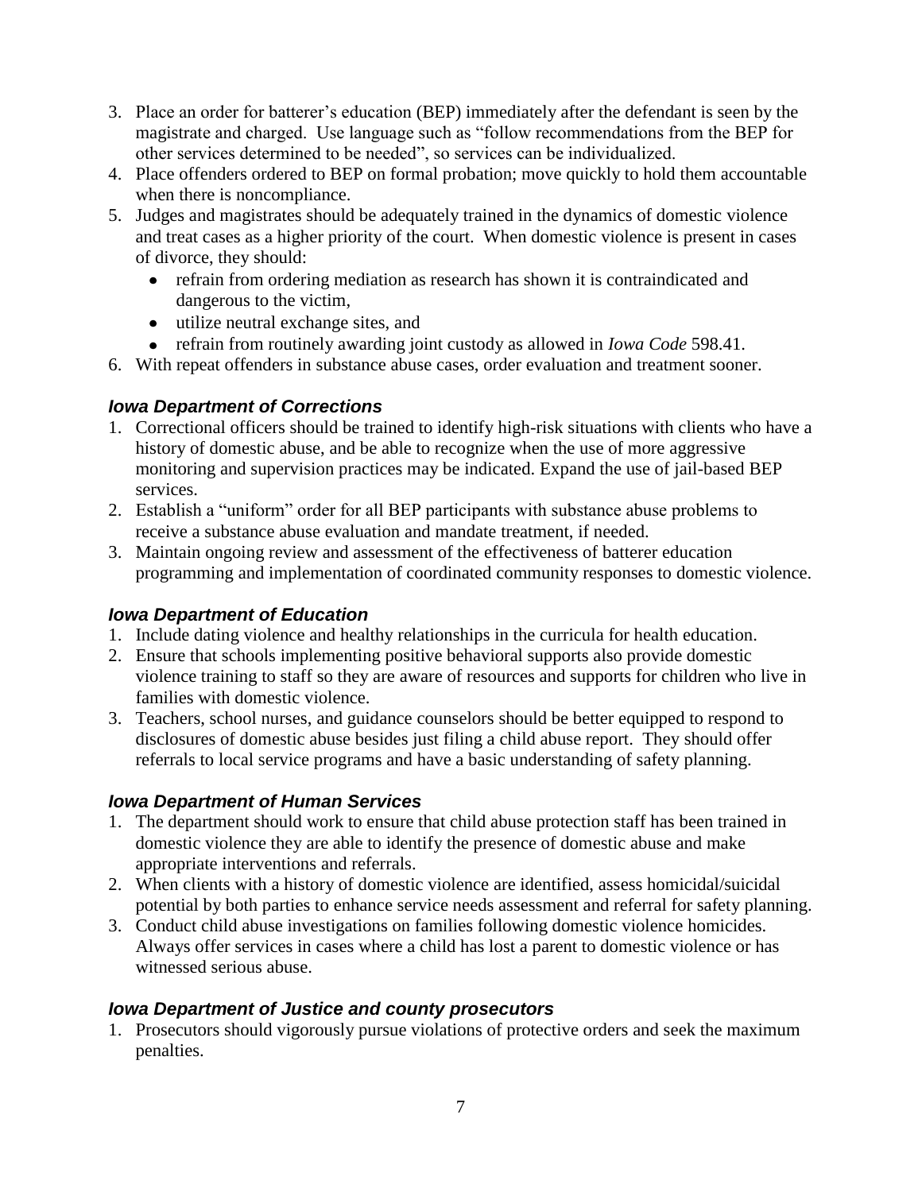3. Place an order for batterer's education (BEP) immediately after the defendant is seen by the magistrate and charged. Use language such as "follow recommendations from the BEP for other services determined to be needed", so services can be individualized.
4. Place offenders ordered to BEP on formal probation; move quickly to hold them accountable when there is noncompliance.
5. Judges and magistrates should be adequately trained in the dynamics of domestic violence and treat cases as a higher priority of the court. When domestic violence is present in cases of divorce, they should:
   - refrain from ordering mediation as research has shown it is contraindicated and dangerous to the victim,
   - utilize neutral exchange sites, and
   - refrain from routinely awarding joint custody as allowed in *Iowa Code* 598.41.
6. With repeat offenders in substance abuse cases, order evaluation and treatment sooner.

### *Iowa Department of Corrections*

1. Correctional officers should be trained to identify high-risk situations with clients who have a history of domestic abuse, and be able to recognize when the use of more aggressive monitoring and supervision practices may be indicated. Expand the use of jail-based BEP services.
2. Establish a "uniform" order for all BEP participants with substance abuse problems to receive a substance abuse evaluation and mandate treatment, if needed.
3. Maintain ongoing review and assessment of the effectiveness of batterer education programming and implementation of coordinated community responses to domestic violence.

### *Iowa Department of Education*

1. Include dating violence and healthy relationships in the curricula for health education.
2. Ensure that schools implementing positive behavioral supports also provide domestic violence training to staff so they are aware of resources and supports for children who live in families with domestic violence.
3. Teachers, school nurses, and guidance counselors should be better equipped to respond to disclosures of domestic abuse besides just filing a child abuse report. They should offer referrals to local service programs and have a basic understanding of safety planning.

### *Iowa Department of Human Services*

1. The department should work to ensure that child abuse protection staff has been trained in domestic violence they are able to identify the presence of domestic abuse and make appropriate interventions and referrals.
2. When clients with a history of domestic violence are identified, assess homicidal/suicidal potential by both parties to enhance service needs assessment and referral for safety planning.
3. Conduct child abuse investigations on families following domestic violence homicides. Always offer services in cases where a child has lost a parent to domestic violence or has witnessed serious abuse.

### *Iowa Department of Justice and county prosecutors*

1. Prosecutors should vigorously pursue violations of protective orders and seek the maximum penalties.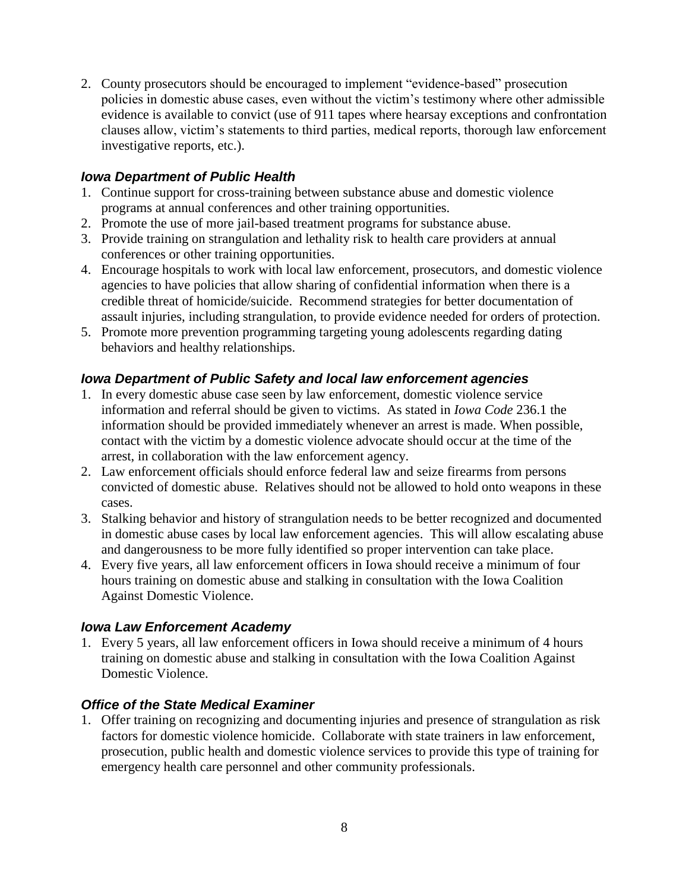2. County prosecutors should be encouraged to implement "evidence-based" prosecution policies in domestic abuse cases, even without the victim's testimony where other admissible evidence is available to convict (use of 911 tapes where hearsay exceptions and confrontation clauses allow, victim's statements to third parties, medical reports, thorough law enforcement investigative reports, etc.).

### *Iowa Department of Public Health*

1. Continue support for cross-training between substance abuse and domestic violence programs at annual conferences and other training opportunities.
2. Promote the use of more jail-based treatment programs for substance abuse.
3. Provide training on strangulation and lethality risk to health care providers at annual conferences or other training opportunities.
4. Encourage hospitals to work with local law enforcement, prosecutors, and domestic violence agencies to have policies that allow sharing of confidential information when there is a credible threat of homicide/suicide. Recommend strategies for better documentation of assault injuries, including strangulation, to provide evidence needed for orders of protection.
5. Promote more prevention programming targeting young adolescents regarding dating behaviors and healthy relationships.

### *Iowa Department of Public Safety and local law enforcement agencies*

1. In every domestic abuse case seen by law enforcement, domestic violence service information and referral should be given to victims. As stated in *Iowa Code* 236.1 the information should be provided immediately whenever an arrest is made. When possible, contact with the victim by a domestic violence advocate should occur at the time of the arrest, in collaboration with the law enforcement agency.
2. Law enforcement officials should enforce federal law and seize firearms from persons convicted of domestic abuse. Relatives should not be allowed to hold onto weapons in these cases.
3. Stalking behavior and history of strangulation needs to be better recognized and documented in domestic abuse cases by local law enforcement agencies. This will allow escalating abuse and dangerousness to be more fully identified so proper intervention can take place.
4. Every five years, all law enforcement officers in Iowa should receive a minimum of four hours training on domestic abuse and stalking in consultation with the Iowa Coalition Against Domestic Violence.

### *Iowa Law Enforcement Academy*

1. Every 5 years, all law enforcement officers in Iowa should receive a minimum of 4 hours training on domestic abuse and stalking in consultation with the Iowa Coalition Against Domestic Violence.

### *Office of the State Medical Examiner*

1. Offer training on recognizing and documenting injuries and presence of strangulation as risk factors for domestic violence homicide. Collaborate with state trainers in law enforcement, prosecution, public health and domestic violence services to provide this type of training for emergency health care personnel and other community professionals.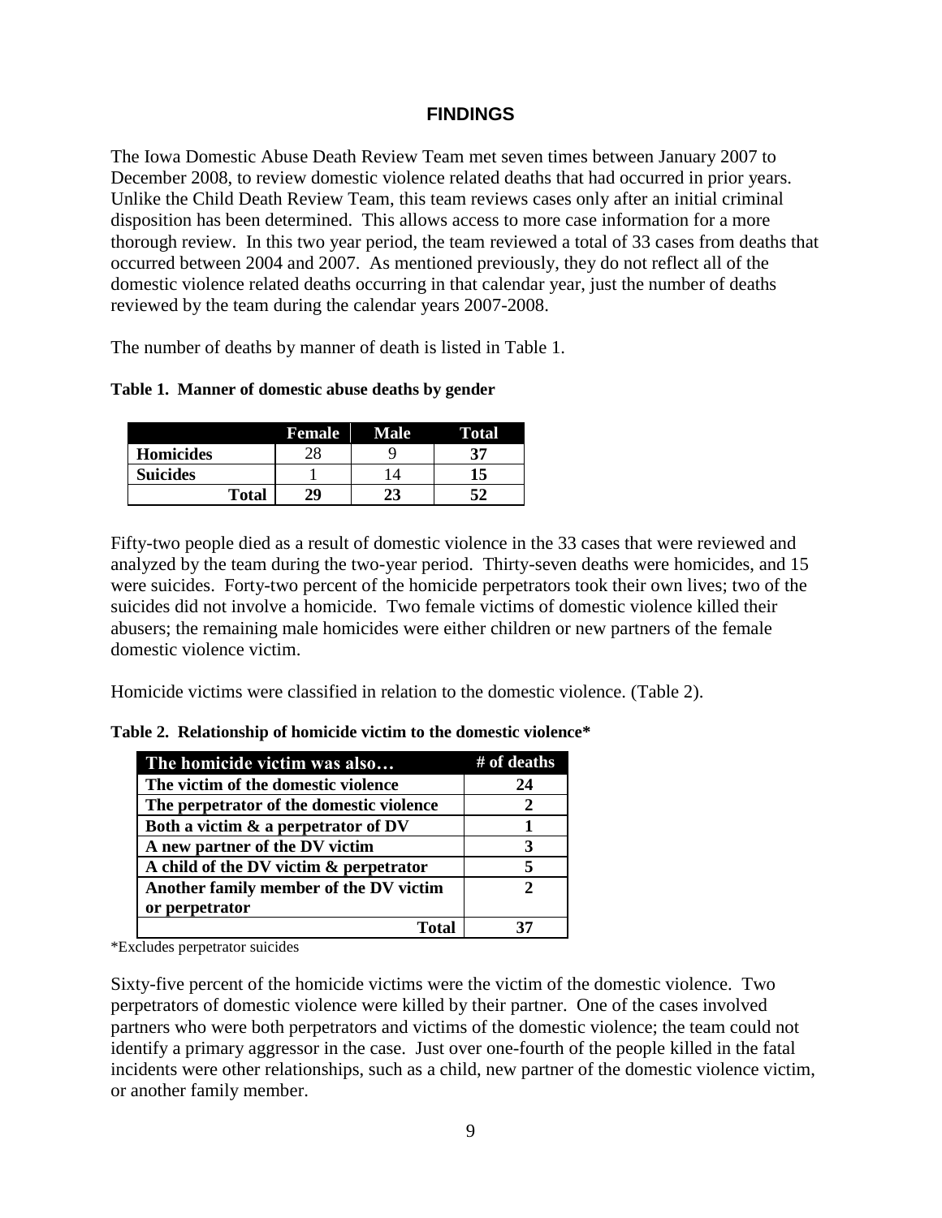## FINDINGS

The Iowa Domestic Abuse Death Review Team met seven times between January 2007 to December 2008, to review domestic violence related deaths that had occurred in prior years. Unlike the Child Death Review Team, this team reviews cases only after an initial criminal disposition has been determined. This allows access to more case information for a more thorough review. In this two year period, the team reviewed a total of 33 cases from deaths that occurred between 2004 and 2007. As mentioned previously, they do not reflect all of the domestic violence related deaths occurring in that calendar year, just the number of deaths reviewed by the team during the calendar years 2007-2008.

The number of deaths by manner of death is listed in Table 1.

**Table 1. Manner of domestic abuse deaths by gender**

| | Female | Male | Total |
|---|---|---|---|
| **Homicides** | 28 | 9 | **37** |
| **Suicides** | 1 | 14 | **15** |
| **Total** | **29** | **23** | **52** |

Fifty-two people died as a result of domestic violence in the 33 cases that were reviewed and analyzed by the team during the two-year period. Thirty-seven deaths were homicides, and 15 were suicides. Forty-two percent of the homicide perpetrators took their own lives; two of the suicides did not involve a homicide. Two female victims of domestic violence killed their abusers; the remaining male homicides were either children or new partners of the female domestic violence victim.

Homicide victims were classified in relation to the domestic violence. (Table 2).

**Table 2. Relationship of homicide victim to the domestic violence***

| The homicide victim was also… | # of deaths |
|---|---|
| **The victim of the domestic violence** | **24** |
| **The perpetrator of the domestic violence** | **2** |
| **Both a victim & a perpetrator of DV** | **1** |
| **A new partner of the DV victim** | **3** |
| **A child of the DV victim & perpetrator** | **5** |
| **Another family member of the DV victim or perpetrator** | **2** |
| **Total** | **37** |

*Excludes perpetrator suicides

Sixty-five percent of the homicide victims were the victim of the domestic violence. Two perpetrators of domestic violence were killed by their partner. One of the cases involved partners who were both perpetrators and victims of the domestic violence; the team could not identify a primary aggressor in the case. Just over one-fourth of the people killed in the fatal incidents were other relationships, such as a child, new partner of the domestic violence victim, or another family member.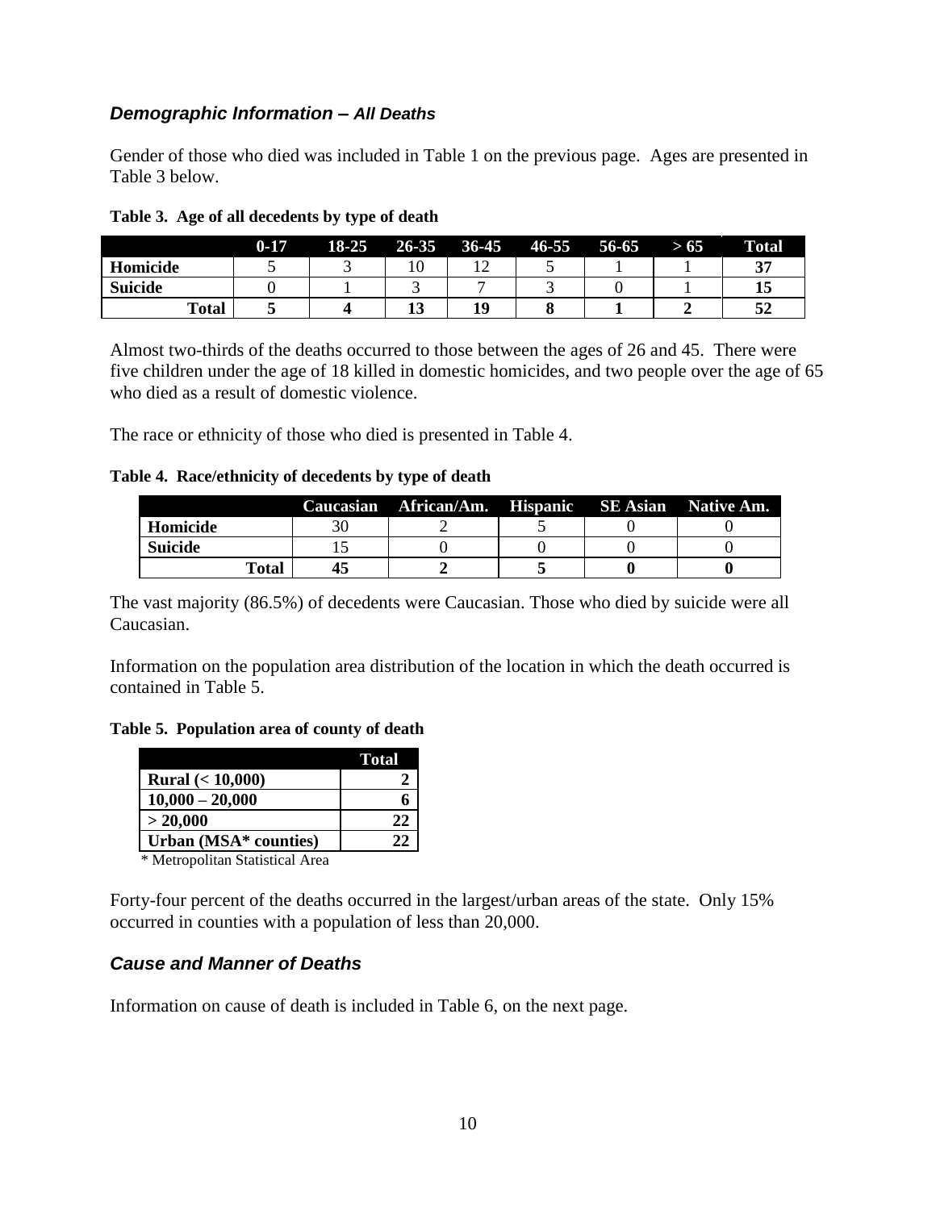### ***Demographic Information –*** ***All Deaths***

Gender of those who died was included in Table 1 on the previous page. Ages are presented in Table 3 below.

**Table 3. Age of all decedents by type of death**

| | 0-17 | 18-25 | 26-35 | 36-45 | 46-55 | 56-65 | > 65 | Total |
|---|---|---|---|---|---|---|---|---|
| **Homicide** | 5 | 3 | 10 | 12 | 5 | 1 | 1 | **37** |
| **Suicide** | 0 | 1 | 3 | 7 | 3 | 0 | 1 | **15** |
| **Total** | **5** | **4** | **13** | **19** | **8** | **1** | **2** | **52** |

Almost two-thirds of the deaths occurred to those between the ages of 26 and 45. There were five children under the age of 18 killed in domestic homicides, and two people over the age of 65 who died as a result of domestic violence.

The race or ethnicity of those who died is presented in Table 4.

**Table 4. Race/ethnicity of decedents by type of death**

| | Caucasian | African/Am. | Hispanic | SE Asian | Native Am. |
|---|---|---|---|---|---|
| **Homicide** | 30 | 2 | 5 | 0 | 0 |
| **Suicide** | 15 | 0 | 0 | 0 | 0 |
| **Total** | **45** | **2** | **5** | **0** | **0** |

The vast majority (86.5%) of decedents were Caucasian. Those who died by suicide were all Caucasian.

Information on the population area distribution of the location in which the death occurred is contained in Table 5.

**Table 5. Population area of county of death**

| | Total |
|---|---|
| **Rural (< 10,000)** | **2** |
| **10,000 – 20,000** | **6** |
| **> 20,000** | **22** |
| **Urban (MSA* counties)** | **22** |

\* Metropolitan Statistical Area

Forty-four percent of the deaths occurred in the largest/urban areas of the state. Only 15% occurred in counties with a population of less than 20,000.

### ***Cause and Manner of Deaths***

Information on cause of death is included in Table 6, on the next page.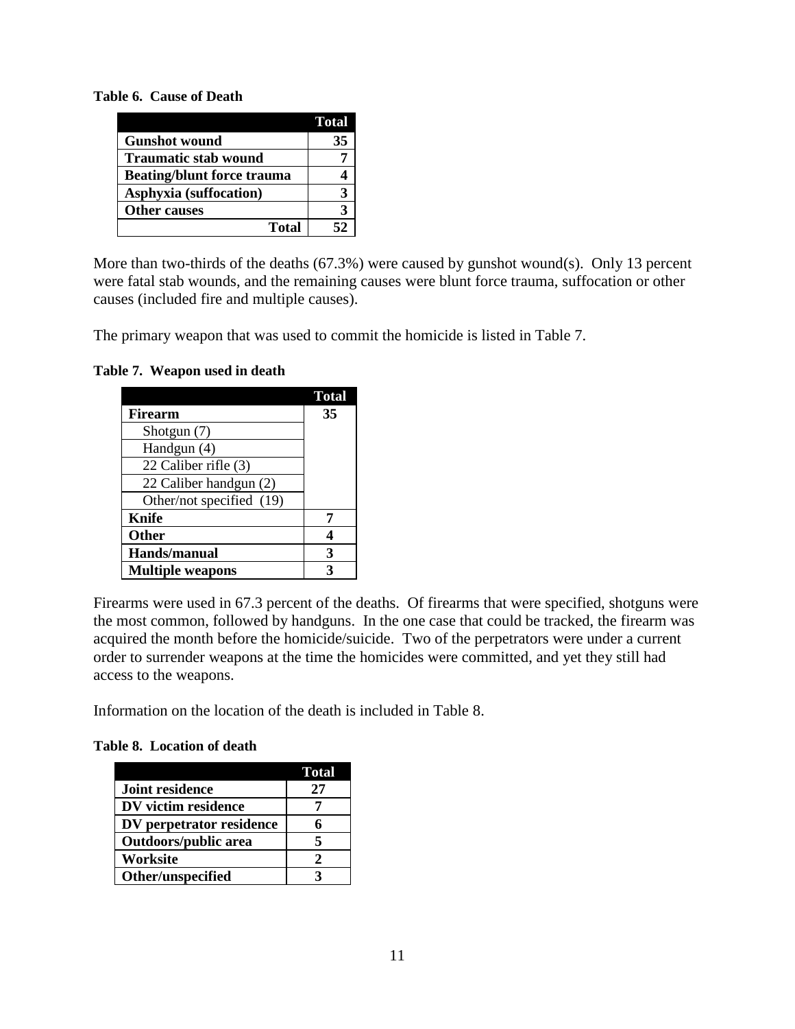**Table 6. Cause of Death**

| | Total |
|---|---|
| **Gunshot wound** | **35** |
| **Traumatic stab wound** | **7** |
| **Beating/blunt force trauma** | **4** |
| **Asphyxia (suffocation)** | **3** |
| **Other causes** | **3** |
| **Total** | **52** |

More than two-thirds of the deaths (67.3%) were caused by gunshot wound(s). Only 13 percent were fatal stab wounds, and the remaining causes were blunt force trauma, suffocation or other causes (included fire and multiple causes).

The primary weapon that was used to commit the homicide is listed in Table 7.

**Table 7. Weapon used in death**

| | Total |
|---|---|
| **Firearm** | **35** |
| Shotgun (7) | |
| Handgun (4) | |
| 22 Caliber rifle (3) | |
| 22 Caliber handgun (2) | |
| Other/not specified (19) | |
| **Knife** | **7** |
| **Other** | **4** |
| **Hands/manual** | **3** |
| **Multiple weapons** | **3** |

Firearms were used in 67.3 percent of the deaths. Of firearms that were specified, shotguns were the most common, followed by handguns. In the one case that could be tracked, the firearm was acquired the month before the homicide/suicide. Two of the perpetrators were under a current order to surrender weapons at the time the homicides were committed, and yet they still had access to the weapons.

Information on the location of the death is included in Table 8.

**Table 8. Location of death**

| | Total |
|---|---|
| **Joint residence** | **27** |
| **DV victim residence** | **7** |
| **DV perpetrator residence** | **6** |
| **Outdoors/public area** | **5** |
| **Worksite** | **2** |
| **Other/unspecified** | **3** |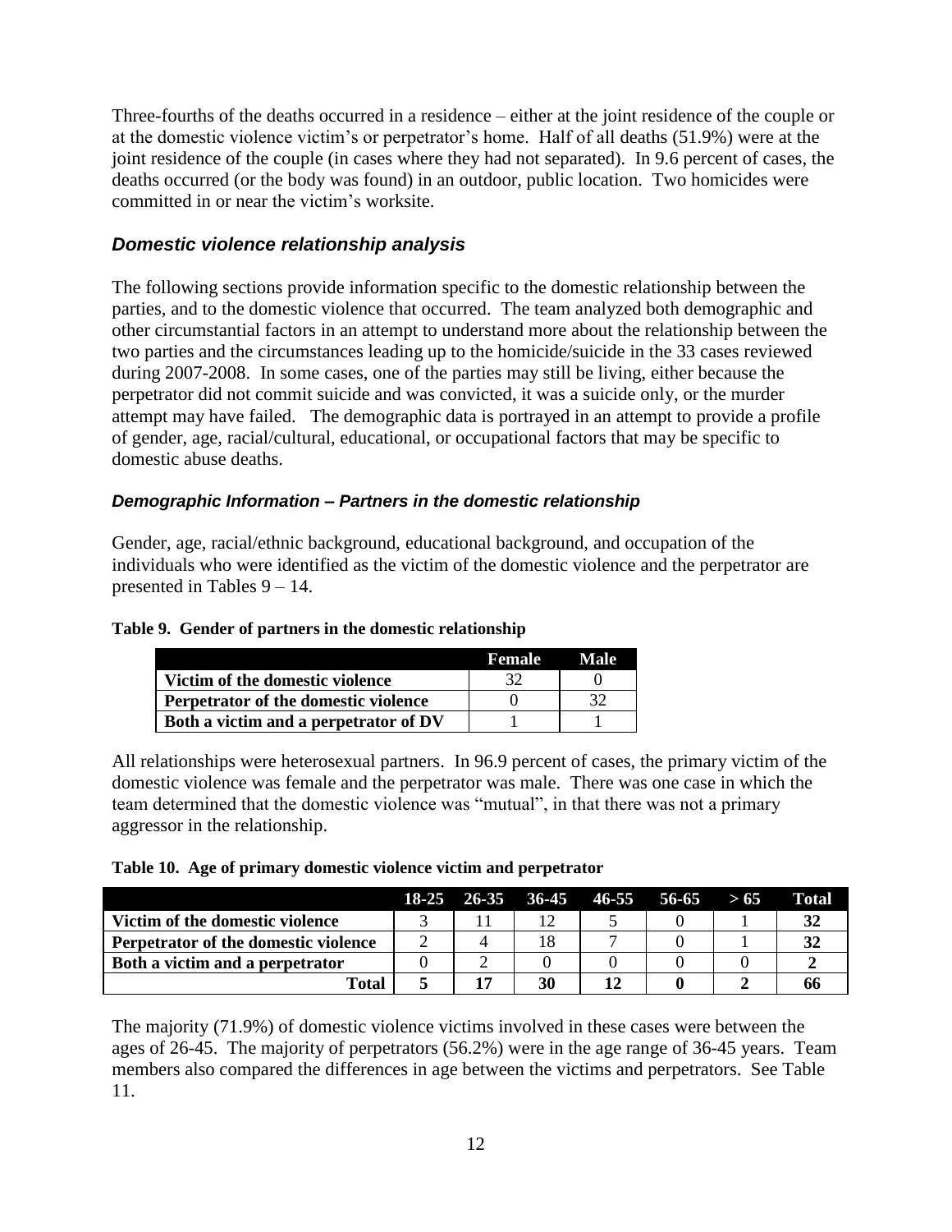Three-fourths of the deaths occurred in a residence – either at the joint residence of the couple or at the domestic violence victim's or perpetrator's home. Half of all deaths (51.9%) were at the joint residence of the couple (in cases where they had not separated). In 9.6 percent of cases, the deaths occurred (or the body was found) in an outdoor, public location. Two homicides were committed in or near the victim's worksite.

## *Domestic violence relationship analysis*

The following sections provide information specific to the domestic relationship between the parties, and to the domestic violence that occurred. The team analyzed both demographic and other circumstantial factors in an attempt to understand more about the relationship between the two parties and the circumstances leading up to the homicide/suicide in the 33 cases reviewed during 2007-2008. In some cases, one of the parties may still be living, either because the perpetrator did not commit suicide and was convicted, it was a suicide only, or the murder attempt may have failed. The demographic data is portrayed in an attempt to provide a profile of gender, age, racial/cultural, educational, or occupational factors that may be specific to domestic abuse deaths.

### *Demographic Information – Partners in the domestic relationship*

Gender, age, racial/ethnic background, educational background, and occupation of the individuals who were identified as the victim of the domestic violence and the perpetrator are presented in Tables 9 – 14.

**Table 9. Gender of partners in the domestic relationship**

| | Female | Male |
|---|---|---|
| **Victim of the domestic violence** | 32 | 0 |
| **Perpetrator of the domestic violence** | 0 | 32 |
| **Both a victim and a perpetrator of DV** | 1 | 1 |

All relationships were heterosexual partners. In 96.9 percent of cases, the primary victim of the domestic violence was female and the perpetrator was male. There was one case in which the team determined that the domestic violence was "mutual", in that there was not a primary aggressor in the relationship.

**Table 10. Age of primary domestic violence victim and perpetrator**

| | 18-25 | 26-35 | 36-45 | 46-55 | 56-65 | > 65 | Total |
|---|---|---|---|---|---|---|---|
| **Victim of the domestic violence** | 3 | 11 | 12 | 5 | 0 | 1 | **32** |
| **Perpetrator of the domestic violence** | 2 | 4 | 18 | 7 | 0 | 1 | **32** |
| **Both a victim and a perpetrator** | 0 | 2 | 0 | 0 | 0 | 0 | **2** |
| **Total** | **5** | **17** | **30** | **12** | **0** | **2** | **66** |

The majority (71.9%) of domestic violence victims involved in these cases were between the ages of 26-45. The majority of perpetrators (56.2%) were in the age range of 36-45 years. Team members also compared the differences in age between the victims and perpetrators. See Table 11.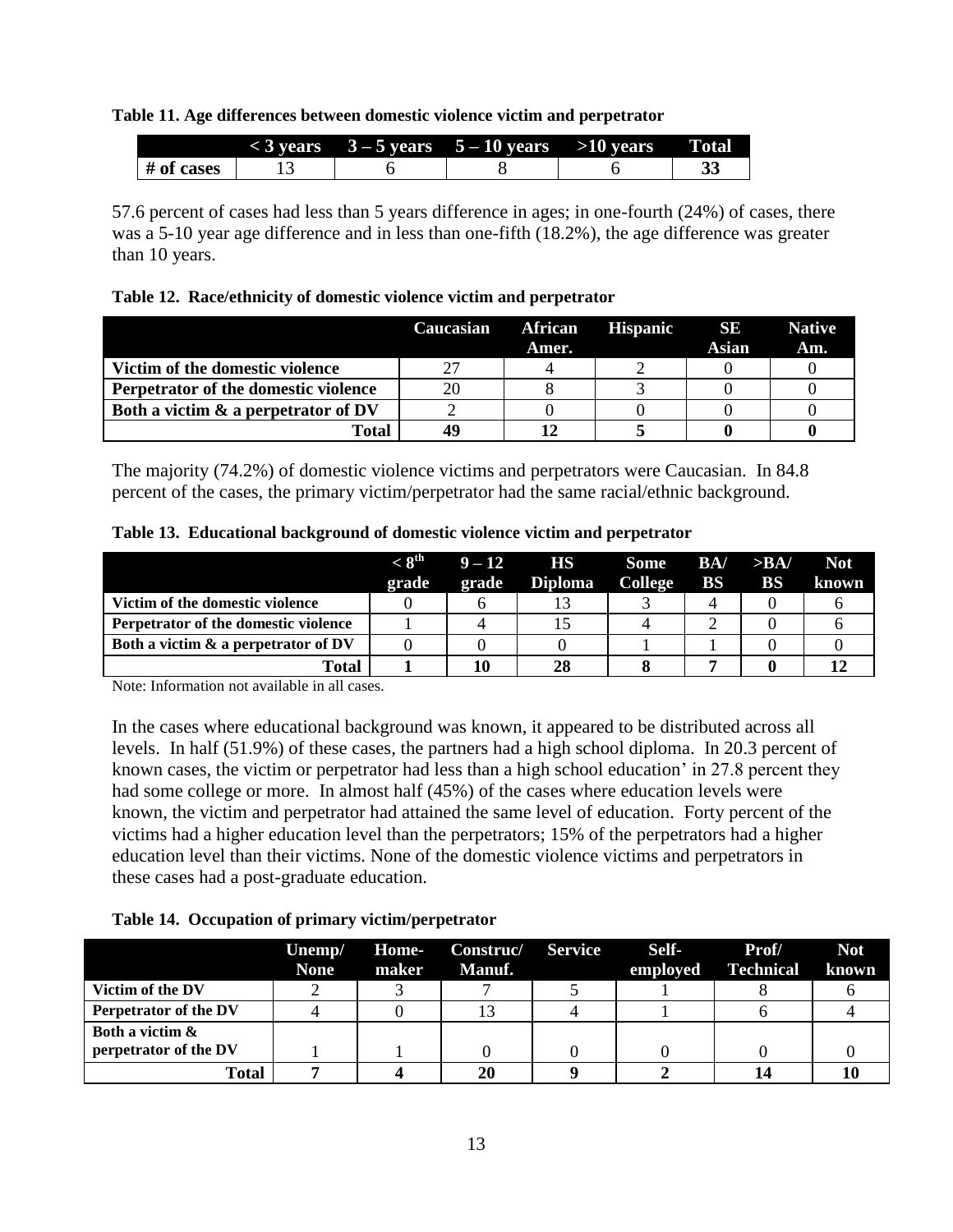**Table 11. Age differences between domestic violence victim and perpetrator**

| | < 3 years | 3 – 5 years | 5 – 10 years | >10 years | Total |
|---|---|---|---|---|---|
| # of cases | 13 | 6 | 8 | 6 | **33** |

57.6 percent of cases had less than 5 years difference in ages; in one-fourth (24%) of cases, there was a 5-10 year age difference and in less than one-fifth (18.2%), the age difference was greater than 10 years.

**Table 12. Race/ethnicity of domestic violence victim and perpetrator**

| | Caucasian | African Amer. | Hispanic | SE Asian | Native Am. |
|---|---|---|---|---|---|
| **Victim of the domestic violence** | 27 | 4 | 2 | 0 | 0 |
| **Perpetrator of the domestic violence** | 20 | 8 | 3 | 0 | 0 |
| **Both a victim & a perpetrator of DV** | 2 | 0 | 0 | 0 | 0 |
| **Total** | **49** | **12** | **5** | **0** | **0** |

The majority (74.2%) of domestic violence victims and perpetrators were Caucasian. In 84.8 percent of the cases, the primary victim/perpetrator had the same racial/ethnic background.

**Table 13. Educational background of domestic violence victim and perpetrator**

| | < 8th grade | 9 – 12 grade | HS Diploma | Some College | BA/ BS | >BA/ BS | Not known |
|---|---|---|---|---|---|---|---|
| **Victim of the domestic violence** | 0 | 6 | 13 | 3 | 4 | 0 | 6 |
| **Perpetrator of the domestic violence** | 1 | 4 | 15 | 4 | 2 | 0 | 6 |
| **Both a victim & a perpetrator of DV** | 0 | 0 | 0 | 1 | 1 | 0 | 0 |
| **Total** | **1** | **10** | **28** | **8** | **7** | **0** | **12** |

Note: Information not available in all cases.

In the cases where educational background was known, it appeared to be distributed across all levels. In half (51.9%) of these cases, the partners had a high school diploma. In 20.3 percent of known cases, the victim or perpetrator had less than a high school education' in 27.8 percent they had some college or more. In almost half (45%) of the cases where education levels were known, the victim and perpetrator had attained the same level of education. Forty percent of the victims had a higher education level than the perpetrators; 15% of the perpetrators had a higher education level than their victims. None of the domestic violence victims and perpetrators in these cases had a post-graduate education.

**Table 14. Occupation of primary victim/perpetrator**

| | Unemp/ None | Home-maker | Construc/ Manuf. | Service | Self-employed | Prof/ Technical | Not known |
|---|---|---|---|---|---|---|---|
| **Victim of the DV** | 2 | 3 | 7 | 5 | 1 | 8 | 6 |
| **Perpetrator of the DV** | 4 | 0 | 13 | 4 | 1 | 6 | 4 |
| **Both a victim & perpetrator of the DV** | 1 | 1 | 0 | 0 | 0 | 0 | 0 |
| **Total** | **7** | **4** | **20** | **9** | **2** | **14** | **10** |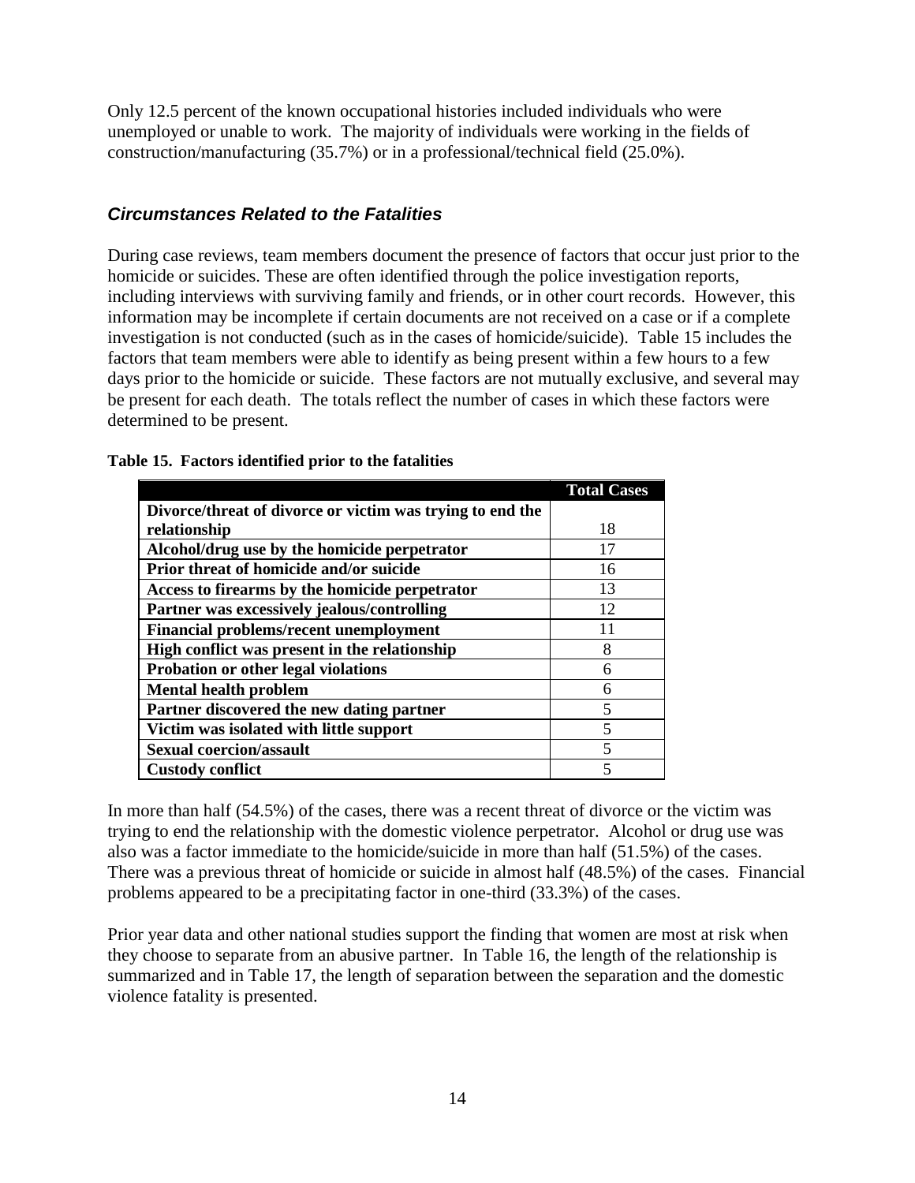Only 12.5 percent of the known occupational histories included individuals who were unemployed or unable to work. The majority of individuals were working in the fields of construction/manufacturing (35.7%) or in a professional/technical field (25.0%).

### *Circumstances Related to the Fatalities*

During case reviews, team members document the presence of factors that occur just prior to the homicide or suicides. These are often identified through the police investigation reports, including interviews with surviving family and friends, or in other court records. However, this information may be incomplete if certain documents are not received on a case or if a complete investigation is not conducted (such as in the cases of homicide/suicide). Table 15 includes the factors that team members were able to identify as being present within a few hours to a few days prior to the homicide or suicide. These factors are not mutually exclusive, and several may be present for each death. The totals reflect the number of cases in which these factors were determined to be present.

**Table 15. Factors identified prior to the fatalities**

| | Total Cases |
|---|---|
| **Divorce/threat of divorce or victim was trying to end the relationship** | 18 |
| **Alcohol/drug use by the homicide perpetrator** | 17 |
| **Prior threat of homicide and/or suicide** | 16 |
| **Access to firearms by the homicide perpetrator** | 13 |
| **Partner was excessively jealous/controlling** | 12 |
| **Financial problems/recent unemployment** | 11 |
| **High conflict was present in the relationship** | 8 |
| **Probation or other legal violations** | 6 |
| **Mental health problem** | 6 |
| **Partner discovered the new dating partner** | 5 |
| **Victim was isolated with little support** | 5 |
| **Sexual coercion/assault** | 5 |
| **Custody conflict** | 5 |

In more than half (54.5%) of the cases, there was a recent threat of divorce or the victim was trying to end the relationship with the domestic violence perpetrator. Alcohol or drug use was also was a factor immediate to the homicide/suicide in more than half (51.5%) of the cases. There was a previous threat of homicide or suicide in almost half (48.5%) of the cases. Financial problems appeared to be a precipitating factor in one-third (33.3%) of the cases.

Prior year data and other national studies support the finding that women are most at risk when they choose to separate from an abusive partner. In Table 16, the length of the relationship is summarized and in Table 17, the length of separation between the separation and the domestic violence fatality is presented.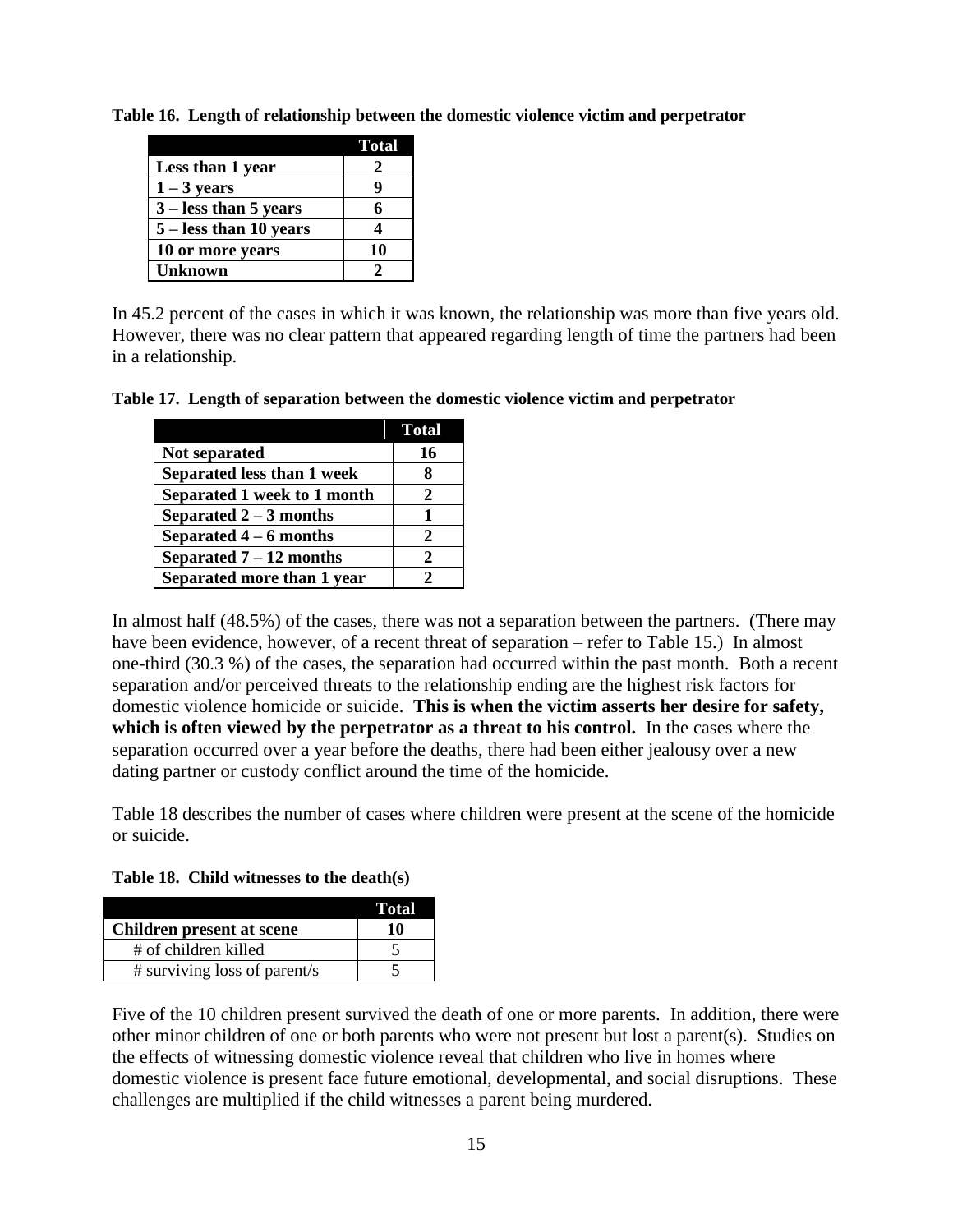**Table 16. Length of relationship between the domestic violence victim and perpetrator**

| | Total |
|---|---|
| Less than 1 year | 2 |
| 1 – 3 years | 9 |
| 3 – less than 5 years | 6 |
| 5 – less than 10 years | 4 |
| 10 or more years | 10 |
| Unknown | 2 |

In 45.2 percent of the cases in which it was known, the relationship was more than five years old. However, there was no clear pattern that appeared regarding length of time the partners had been in a relationship.

**Table 17. Length of separation between the domestic violence victim and perpetrator**

| | Total |
|---|---|
| Not separated | 16 |
| Separated less than 1 week | 8 |
| Separated 1 week to 1 month | 2 |
| Separated 2 – 3 months | 1 |
| Separated 4 – 6 months | 2 |
| Separated 7 – 12 months | 2 |
| Separated more than 1 year | 2 |

In almost half (48.5%) of the cases, there was not a separation between the partners. (There may have been evidence, however, of a recent threat of separation – refer to Table 15.) In almost one-third (30.3 %) of the cases, the separation had occurred within the past month. Both a recent separation and/or perceived threats to the relationship ending are the highest risk factors for domestic violence homicide or suicide. **This is when the victim asserts her desire for safety, which is often viewed by the perpetrator as a threat to his control.** In the cases where the separation occurred over a year before the deaths, there had been either jealousy over a new dating partner or custody conflict around the time of the homicide.

Table 18 describes the number of cases where children were present at the scene of the homicide or suicide.

**Table 18. Child witnesses to the death(s)**

| | Total |
|---|---|
| **Children present at scene** | **10** |
| # of children killed | 5 |
| # surviving loss of parent/s | 5 |

Five of the 10 children present survived the death of one or more parents. In addition, there were other minor children of one or both parents who were not present but lost a parent(s). Studies on the effects of witnessing domestic violence reveal that children who live in homes where domestic violence is present face future emotional, developmental, and social disruptions. These challenges are multiplied if the child witnesses a parent being murdered.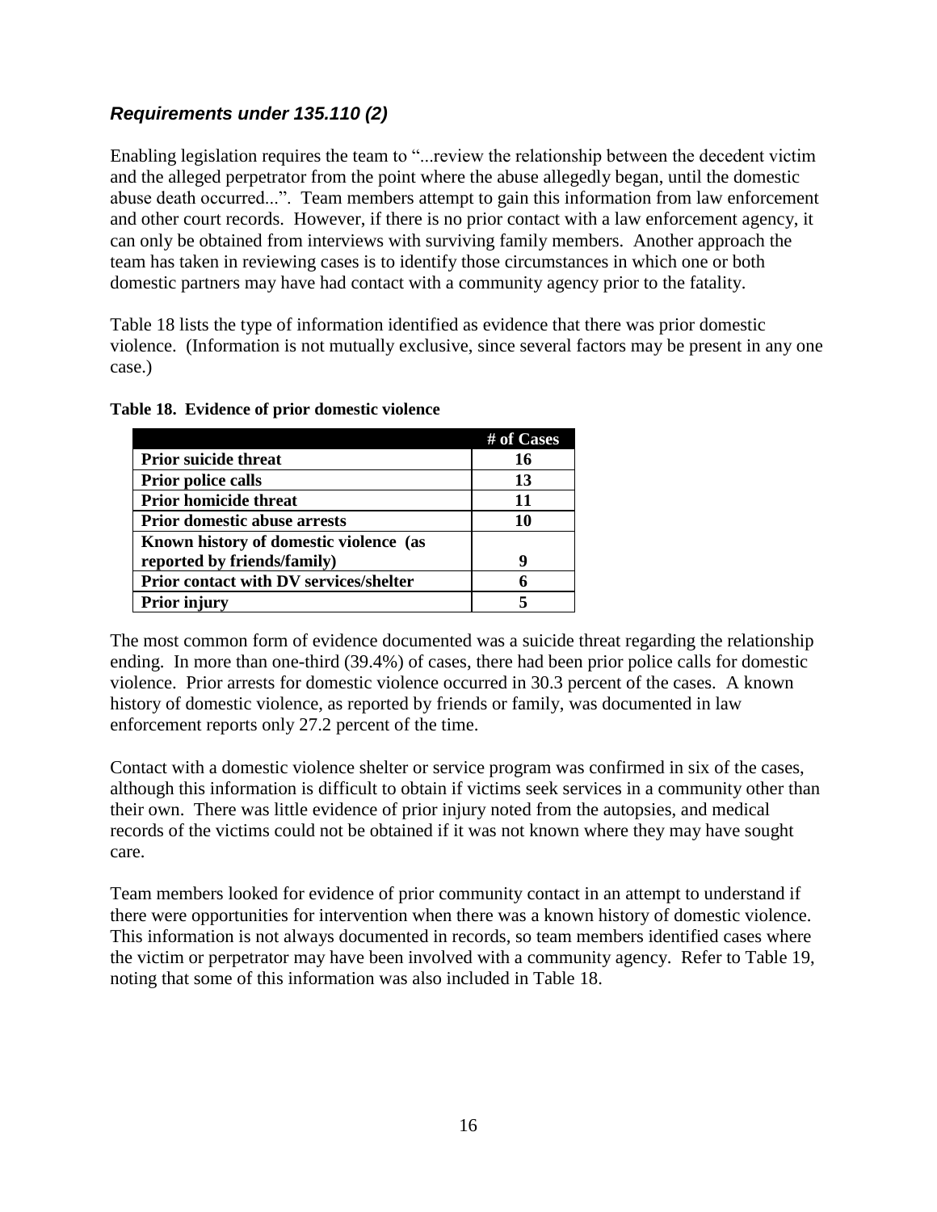### *Requirements under 135.110 (2)*

Enabling legislation requires the team to "...review the relationship between the decedent victim and the alleged perpetrator from the point where the abuse allegedly began, until the domestic abuse death occurred...". Team members attempt to gain this information from law enforcement and other court records. However, if there is no prior contact with a law enforcement agency, it can only be obtained from interviews with surviving family members. Another approach the team has taken in reviewing cases is to identify those circumstances in which one or both domestic partners may have had contact with a community agency prior to the fatality.

Table 18 lists the type of information identified as evidence that there was prior domestic violence. (Information is not mutually exclusive, since several factors may be present in any one case.)

**Table 18. Evidence of prior domestic violence**

| | # of Cases |
|---|---|
| **Prior suicide threat** | **16** |
| **Prior police calls** | **13** |
| **Prior homicide threat** | **11** |
| **Prior domestic abuse arrests** | **10** |
| **Known history of domestic violence (as reported by friends/family)** | **9** |
| **Prior contact with DV services/shelter** | **6** |
| **Prior injury** | **5** |

The most common form of evidence documented was a suicide threat regarding the relationship ending. In more than one-third (39.4%) of cases, there had been prior police calls for domestic violence. Prior arrests for domestic violence occurred in 30.3 percent of the cases. A known history of domestic violence, as reported by friends or family, was documented in law enforcement reports only 27.2 percent of the time.

Contact with a domestic violence shelter or service program was confirmed in six of the cases, although this information is difficult to obtain if victims seek services in a community other than their own. There was little evidence of prior injury noted from the autopsies, and medical records of the victims could not be obtained if it was not known where they may have sought care.

Team members looked for evidence of prior community contact in an attempt to understand if there were opportunities for intervention when there was a known history of domestic violence. This information is not always documented in records, so team members identified cases where the victim or perpetrator may have been involved with a community agency. Refer to Table 19, noting that some of this information was also included in Table 18.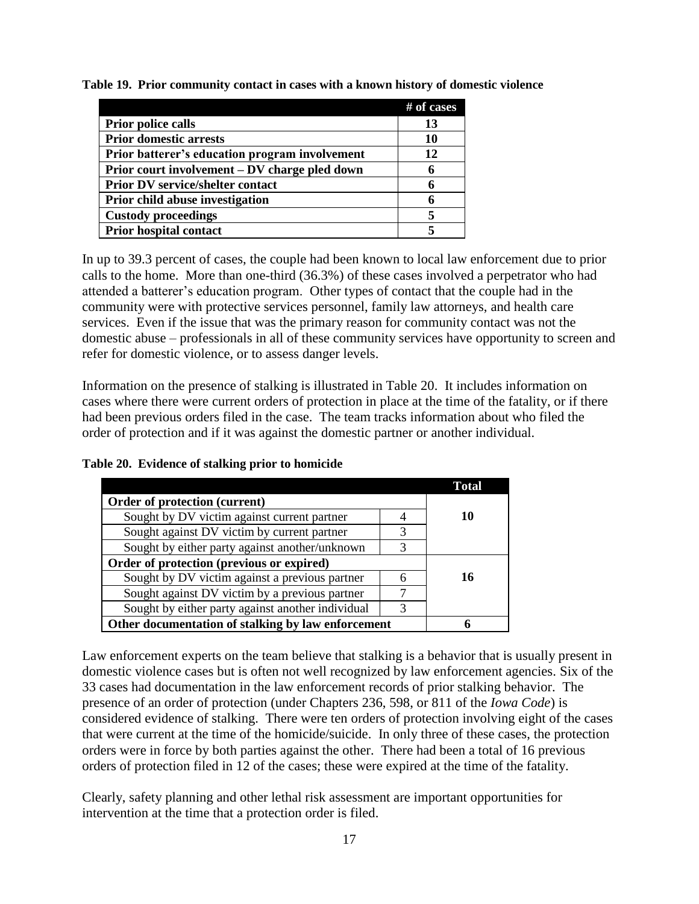**Table 19. Prior community contact in cases with a known history of domestic violence**

| | # of cases |
|---|---|
| **Prior police calls** | **13** |
| **Prior domestic arrests** | **10** |
| **Prior batterer's education program involvement** | **12** |
| **Prior court involvement – DV charge pled down** | **6** |
| **Prior DV service/shelter contact** | **6** |
| **Prior child abuse investigation** | **6** |
| **Custody proceedings** | **5** |
| **Prior hospital contact** | **5** |

In up to 39.3 percent of cases, the couple had been known to local law enforcement due to prior calls to the home. More than one-third (36.3%) of these cases involved a perpetrator who had attended a batterer's education program. Other types of contact that the couple had in the community were with protective services personnel, family law attorneys, and health care services. Even if the issue that was the primary reason for community contact was not the domestic abuse – professionals in all of these community services have opportunity to screen and refer for domestic violence, or to assess danger levels.

Information on the presence of stalking is illustrated in Table 20. It includes information on cases where there were current orders of protection in place at the time of the fatality, or if there had been previous orders filed in the case. The team tracks information about who filed the order of protection and if it was against the domestic partner or another individual.

**Table 20. Evidence of stalking prior to homicide**

| | | Total |
|---|---|---|
| **Order of protection (current)** | | **10** |
| Sought by DV victim against current partner | 4 | |
| Sought against DV victim by current partner | 3 | |
| Sought by either party against another/unknown | 3 | |
| **Order of protection (previous or expired)** | | **16** |
| Sought by DV victim against a previous partner | 6 | |
| Sought against DV victim by a previous partner | 7 | |
| Sought by either party against another individual | 3 | |
| **Other documentation of stalking by law enforcement** | | **6** |

Law enforcement experts on the team believe that stalking is a behavior that is usually present in domestic violence cases but is often not well recognized by law enforcement agencies. Six of the 33 cases had documentation in the law enforcement records of prior stalking behavior. The presence of an order of protection (under Chapters 236, 598, or 811 of the *Iowa Code*) is considered evidence of stalking. There were ten orders of protection involving eight of the cases that were current at the time of the homicide/suicide. In only three of these cases, the protection orders were in force by both parties against the other. There had been a total of 16 previous orders of protection filed in 12 of the cases; these were expired at the time of the fatality.

Clearly, safety planning and other lethal risk assessment are important opportunities for intervention at the time that a protection order is filed.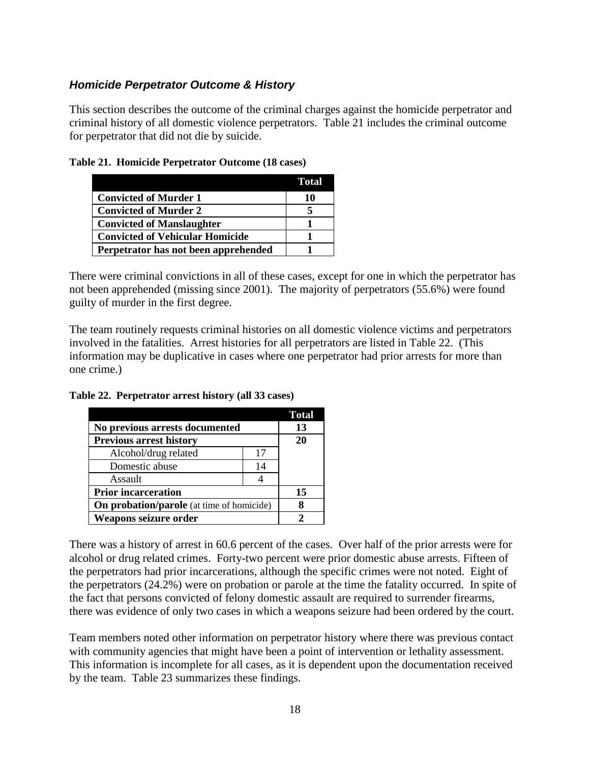### *Homicide Perpetrator Outcome & History*

This section describes the outcome of the criminal charges against the homicide perpetrator and criminal history of all domestic violence perpetrators. Table 21 includes the criminal outcome for perpetrator that did not die by suicide.

**Table 21. Homicide Perpetrator Outcome (18 cases)**

| | Total |
|---|---|
| **Convicted of Murder 1** | **10** |
| **Convicted of Murder 2** | **5** |
| **Convicted of Manslaughter** | **1** |
| **Convicted of Vehicular Homicide** | **1** |
| **Perpetrator has not been apprehended** | **1** |

There were criminal convictions in all of these cases, except for one in which the perpetrator has not been apprehended (missing since 2001). The majority of perpetrators (55.6%) were found guilty of murder in the first degree.

The team routinely requests criminal histories on all domestic violence victims and perpetrators involved in the fatalities. Arrest histories for all perpetrators are listed in Table 22. (This information may be duplicative in cases where one perpetrator had prior arrests for more than one crime.)

**Table 22. Perpetrator arrest history (all 33 cases)**

| | | Total |
|---|---|---|
| **No previous arrests documented** | | **13** |
| **Previous arrest history** | | **20** |
| Alcohol/drug related | 17 | |
| Domestic abuse | 14 | |
| Assault | 4 | |
| **Prior incarceration** | | **15** |
| **On probation/parole** (at time of homicide) | | **8** |
| **Weapons seizure order** | | **2** |

There was a history of arrest in 60.6 percent of the cases. Over half of the prior arrests were for alcohol or drug related crimes. Forty-two percent were prior domestic abuse arrests. Fifteen of the perpetrators had prior incarcerations, although the specific crimes were not noted. Eight of the perpetrators (24.2%) were on probation or parole at the time the fatality occurred. In spite of the fact that persons convicted of felony domestic assault are required to surrender firearms, there was evidence of only two cases in which a weapons seizure had been ordered by the court.

Team members noted other information on perpetrator history where there was previous contact with community agencies that might have been a point of intervention or lethality assessment. This information is incomplete for all cases, as it is dependent upon the documentation received by the team. Table 23 summarizes these findings.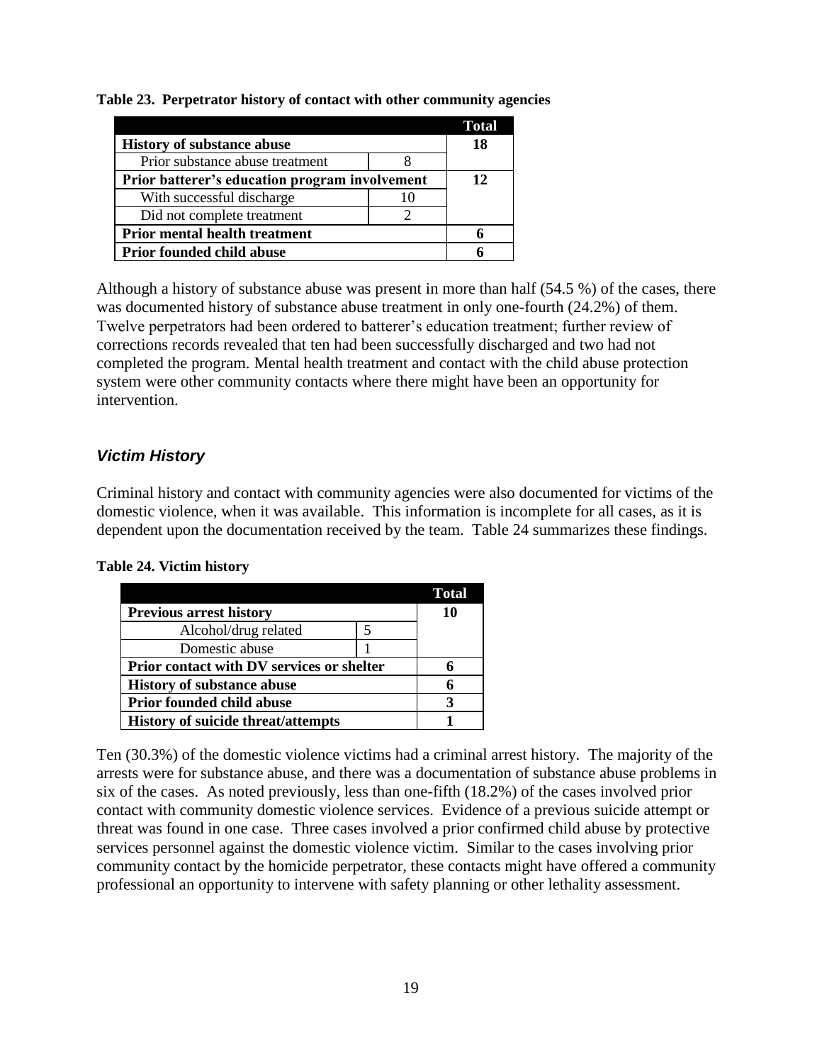**Table 23. Perpetrator history of contact with other community agencies**

| | | Total |
|---|---|---|
| **History of substance abuse** | | **18** |
| Prior substance abuse treatment | 8 | |
| **Prior batterer's education program involvement** | | **12** |
| With successful discharge | 10 | |
| Did not complete treatment | 2 | |
| **Prior mental health treatment** | | **6** |
| **Prior founded child abuse** | | **6** |

Although a history of substance abuse was present in more than half (54.5 %) of the cases, there was documented history of substance abuse treatment in only one-fourth (24.2%) of them. Twelve perpetrators had been ordered to batterer's education treatment; further review of corrections records revealed that ten had been successfully discharged and two had not completed the program. Mental health treatment and contact with the child abuse protection system were other community contacts where there might have been an opportunity for intervention.

### *Victim History*

Criminal history and contact with community agencies were also documented for victims of the domestic violence, when it was available. This information is incomplete for all cases, as it is dependent upon the documentation received by the team. Table 24 summarizes these findings.

**Table 24. Victim history**

| | | Total |
|---|---|---|
| **Previous arrest history** | | **10** |
| Alcohol/drug related | 5 | |
| Domestic abuse | 1 | |
| **Prior contact with DV services or shelter** | | **6** |
| **History of substance abuse** | | **6** |
| **Prior founded child abuse** | | **3** |
| **History of suicide threat/attempts** | | **1** |

Ten (30.3%) of the domestic violence victims had a criminal arrest history. The majority of the arrests were for substance abuse, and there was a documentation of substance abuse problems in six of the cases. As noted previously, less than one-fifth (18.2%) of the cases involved prior contact with community domestic violence services. Evidence of a previous suicide attempt or threat was found in one case. Three cases involved a prior confirmed child abuse by protective services personnel against the domestic violence victim. Similar to the cases involving prior community contact by the homicide perpetrator, these contacts might have offered a community professional an opportunity to intervene with safety planning or other lethality assessment.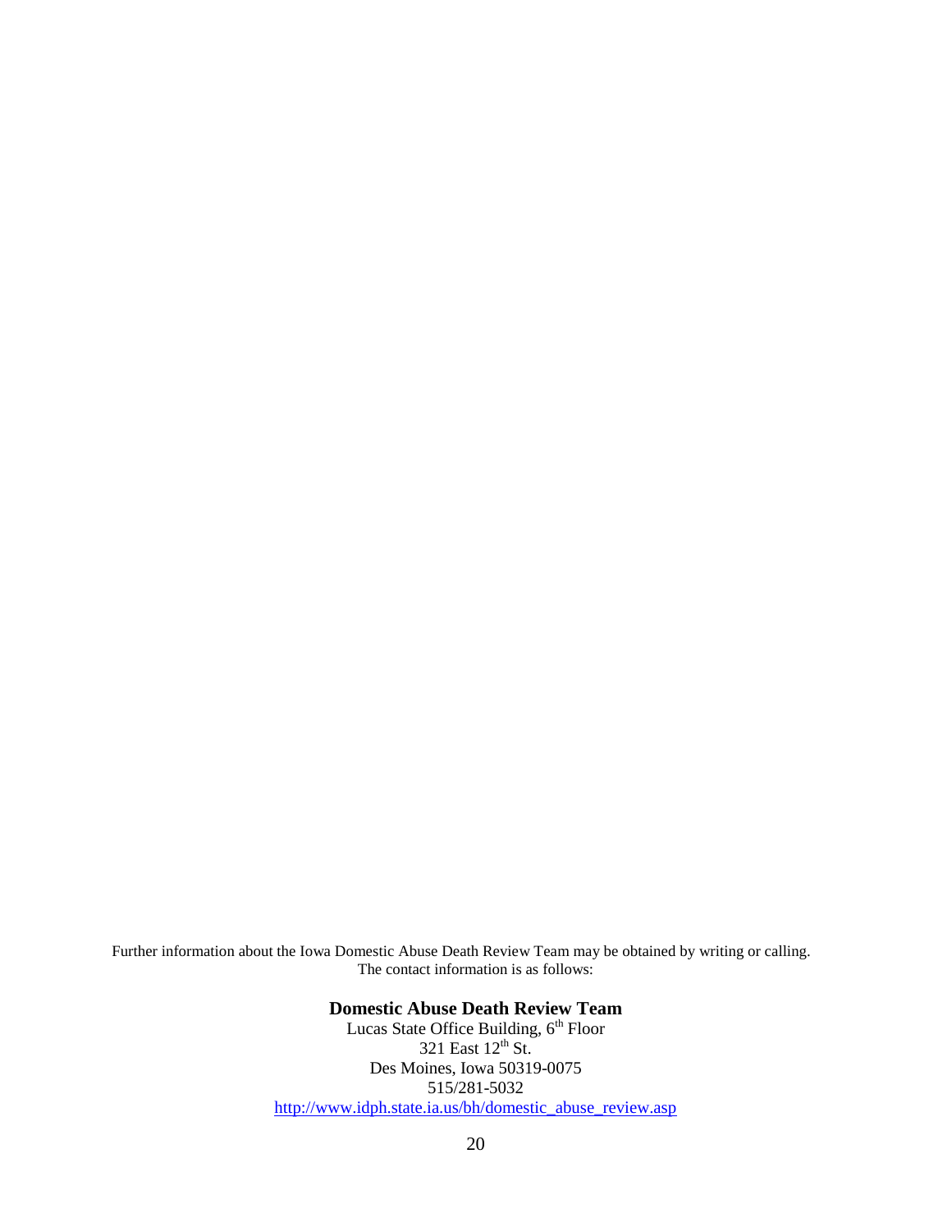Further information about the Iowa Domestic Abuse Death Review Team may be obtained by writing or calling. The contact information is as follows:

**Domestic Abuse Death Review Team**

Lucas State Office Building, 6th Floor
321 East 12th St.
Des Moines, Iowa 50319-0075
515/281-5032
http://www.idph.state.ia.us/bh/domestic_abuse_review.asp